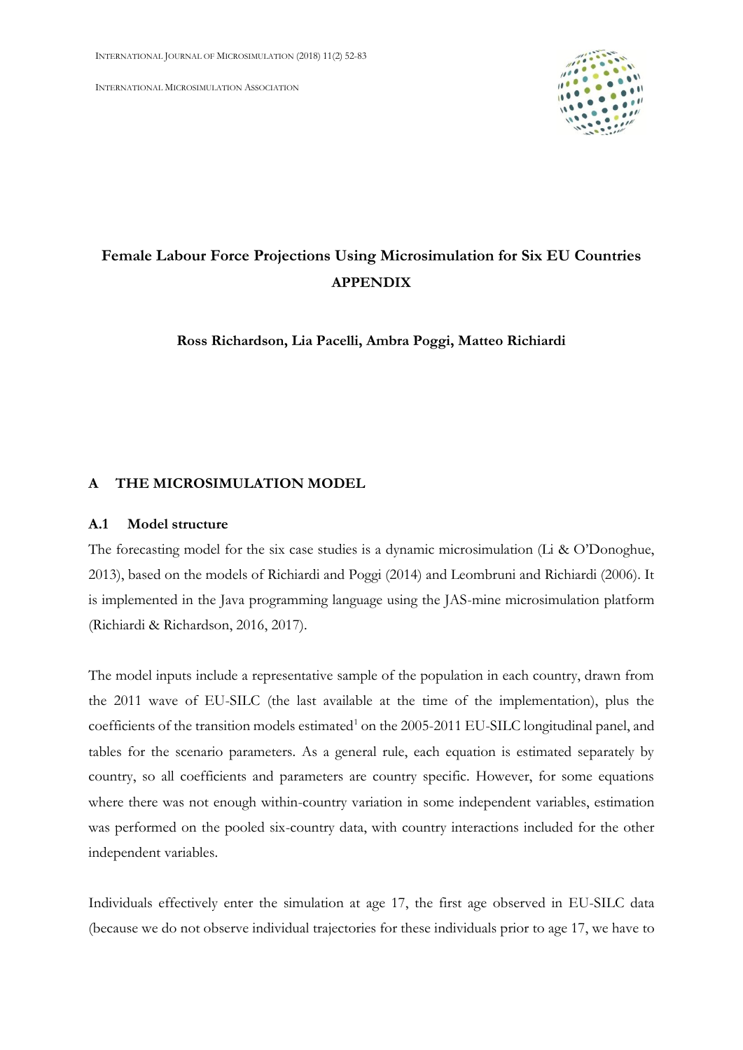# Female Labour Force Projections Using Microsimulation for Six EU Countries

**APPENDIX**

**Ross Richardson, Lia Pacelli, Ambra Poggi, Matteo Richiardi**

## A THE MICROSIMULATION MODEL

### A.1 Model structure

The forecasting model for the six case studies is a dynamic microsimulation (Li & O'Donoghue, 2013), based on the models of Richiardi and Poggi (2014) and Leombruni and Richiardi (2006). It is implemented in the Java programming language using the JAS-mine microsimulation platform (Richiardi & Richardson, 2016, 2017).

The model inputs include a representative sample of the population in each country, drawn from the 2011 wave of EU-SILC (the last available at the time of the implementation), plus the coefficients of the transition models estimated[1] on the 2005-2011 EU-SILC longitudinal panel, and tables for the scenario parameters. As a general rule, each equation is estimated separately by country, so all coefficients and parameters are country specific. However, for some equations where there was not enough within-country variation in some independent variables, estimation was performed on the pooled six-country data, with country interactions included for the other independent variables.

Individuals effectively enter the simulation at age 17, the first age observed in EU-SILC data (because we do not observe individual trajectories for these individuals prior to age 17, we have to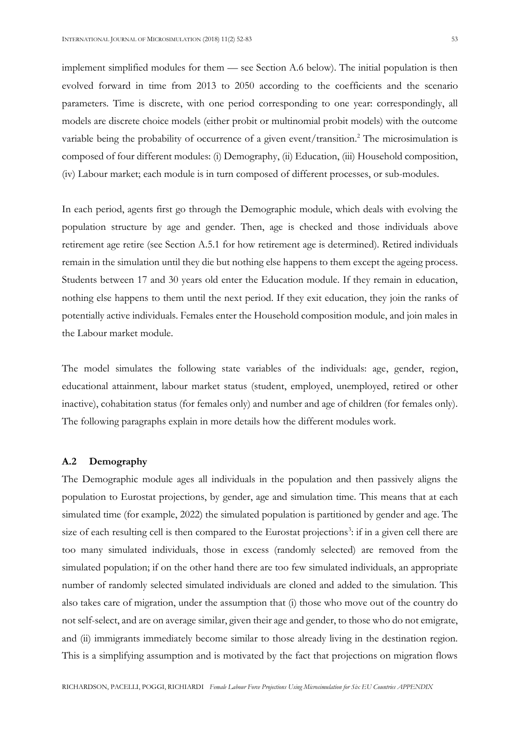implement simplified modules for them — see Section A.6 below). The initial population is then evolved forward in time from 2013 to 2050 according to the coefficients and the scenario parameters. Time is discrete, with one period corresponding to one year: correspondingly, all models are discrete choice models (either probit or multinomial probit models) with the outcome variable being the probability of occurrence of a given event/transition.[2] The microsimulation is composed of four different modules: (i) Demography, (ii) Education, (iii) Household composition, (iv) Labour market; each module is in turn composed of different processes, or sub-modules.

In each period, agents first go through the Demographic module, which deals with evolving the population structure by age and gender. Then, age is checked and those individuals above retirement age retire (see Section A.5.1 for how retirement age is determined). Retired individuals remain in the simulation until they die but nothing else happens to them except the ageing process. Students between 17 and 30 years old enter the Education module. If they remain in education, nothing else happens to them until the next period. If they exit education, they join the ranks of potentially active individuals. Females enter the Household composition module, and join males in the Labour market module.

The model simulates the following state variables of the individuals: age, gender, region, educational attainment, labour market status (student, employed, unemployed, retired or other inactive), cohabitation status (for females only) and number and age of children (for females only). The following paragraphs explain in more details how the different modules work.

### A.2 Demography

The Demographic module ages all individuals in the population and then passively aligns the population to Eurostat projections, by gender, age and simulation time. This means that at each simulated time (for example, 2022) the simulated population is partitioned by gender and age. The size of each resulting cell is then compared to the Eurostat projections[3]: if in a given cell there are too many simulated individuals, those in excess (randomly selected) are removed from the simulated population; if on the other hand there are too few simulated individuals, an appropriate number of randomly selected simulated individuals are cloned and added to the simulation. This also takes care of migration, under the assumption that (i) those who move out of the country do not self-select, and are on average similar, given their age and gender, to those who do not emigrate, and (ii) immigrants immediately become similar to those already living in the destination region. This is a simplifying assumption and is motivated by the fact that projections on migration flows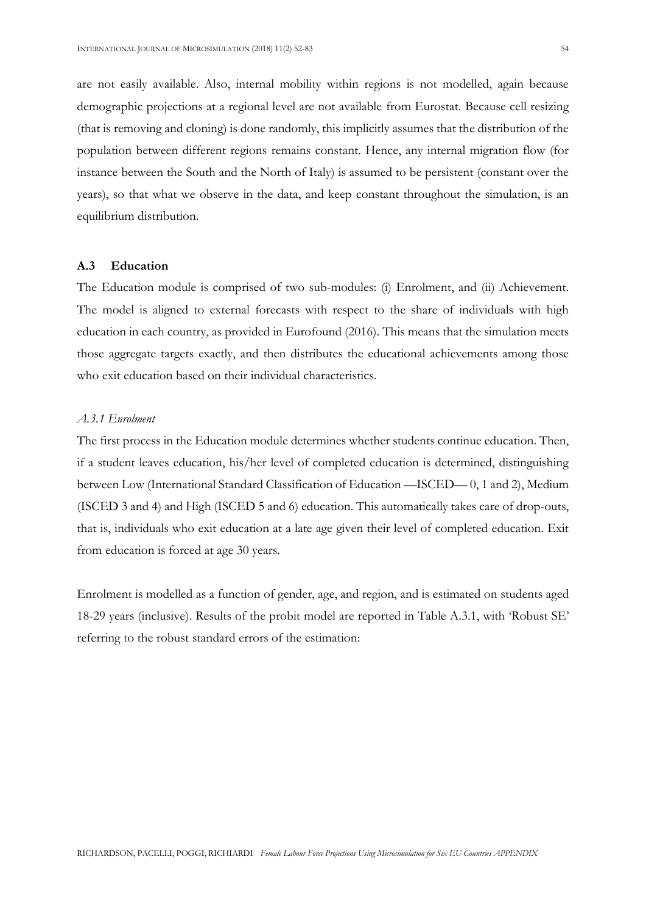are not easily available. Also, internal mobility within regions is not modelled, again because demographic projections at a regional level are not available from Eurostat. Because cell resizing (that is removing and cloning) is done randomly, this implicitly assumes that the distribution of the population between different regions remains constant. Hence, any internal migration flow (for instance between the South and the North of Italy) is assumed to be persistent (constant over the years), so that what we observe in the data, and keep constant throughout the simulation, is an equilibrium distribution.

### A.3 Education

The Education module is comprised of two sub-modules: (i) Enrolment, and (ii) Achievement. The model is aligned to external forecasts with respect to the share of individuals with high education in each country, as provided in Eurofound (2016). This means that the simulation meets those aggregate targets exactly, and then distributes the educational achievements among those who exit education based on their individual characteristics.

#### *A.3.1 Enrolment*

The first process in the Education module determines whether students continue education. Then, if a student leaves education, his/her level of completed education is determined, distinguishing between Low (International Standard Classification of Education —ISCED— 0, 1 and 2), Medium (ISCED 3 and 4) and High (ISCED 5 and 6) education. This automatically takes care of drop-outs, that is, individuals who exit education at a late age given their level of completed education. Exit from education is forced at age 30 years.

Enrolment is modelled as a function of gender, age, and region, and is estimated on students aged 18-29 years (inclusive). Results of the probit model are reported in Table A.3.1, with 'Robust SE' referring to the robust standard errors of the estimation: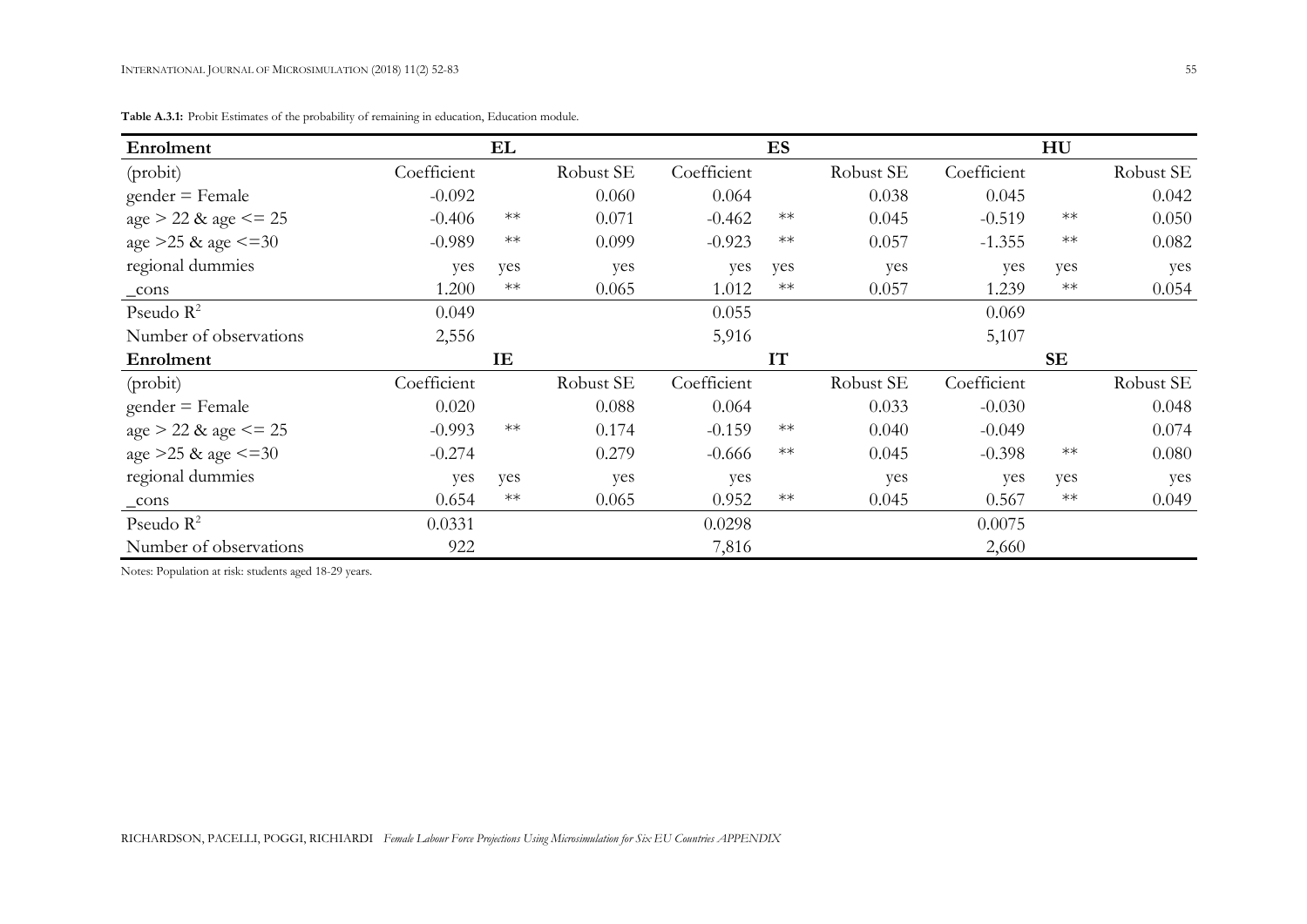**Table A.3.1:** Probit Estimates of the probability of remaining in education, Education module.

| **Enrolment** | **EL** | | | **ES** | | | **HU** | | |
|---|---|---|---|---|---|---|---|---|---|
| (probit) | Coefficient | | Robust SE | Coefficient | | Robust SE | Coefficient | | Robust SE |
| gender = Female | -0.092 | | 0.060 | 0.064 | | 0.038 | 0.045 | | 0.042 |
| age > 22 & age <= 25 | -0.406 | ** | 0.071 | -0.462 | ** | 0.045 | -0.519 | ** | 0.050 |
| age >25 & age <=30 | -0.989 | ** | 0.099 | -0.923 | ** | 0.057 | -1.355 | ** | 0.082 |
| regional dummies | yes | yes | yes | yes | yes | yes | yes | yes | yes |
| _cons | 1.200 | ** | 0.065 | 1.012 | ** | 0.057 | 1.239 | ** | 0.054 |
| Pseudo $R^2$ | 0.049 | | | 0.055 | | | 0.069 | | |
| Number of observations | 2,556 | | | 5,916 | | | 5,107 | | |
| **Enrolment** | **IE** | | | **IT** | | | **SE** | | |
| (probit) | Coefficient | | Robust SE | Coefficient | | Robust SE | Coefficient | | Robust SE |
| gender = Female | 0.020 | | 0.088 | 0.064 | | 0.033 | -0.030 | | 0.048 |
| age > 22 & age <= 25 | -0.993 | ** | 0.174 | -0.159 | ** | 0.040 | -0.049 | | 0.074 |
| age >25 & age <=30 | -0.274 | | 0.279 | -0.666 | ** | 0.045 | -0.398 | ** | 0.080 |
| regional dummies | yes | yes | yes | yes | | yes | yes | yes | yes |
| _cons | 0.654 | ** | 0.065 | 0.952 | ** | 0.045 | 0.567 | ** | 0.049 |
| Pseudo $R^2$ | 0.0331 | | | 0.0298 | | | 0.0075 | | |
| Number of observations | 922 | | | 7,816 | | | 2,660 | | |

Notes: Population at risk: students aged 18-29 years.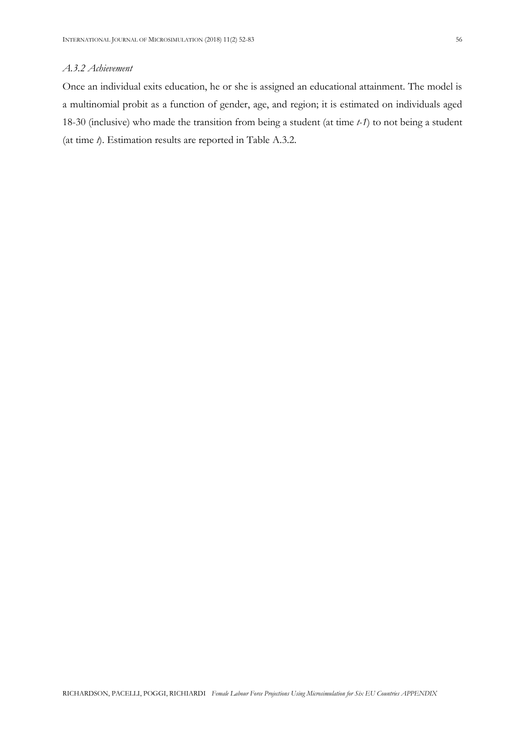### *A.3.2 Achievement*

Once an individual exits education, he or she is assigned an educational attainment. The model is a multinomial probit as a function of gender, age, and region; it is estimated on individuals aged 18-30 (inclusive) who made the transition from being a student (at time *t-1*) to not being a student (at time *t*). Estimation results are reported in Table A.3.2.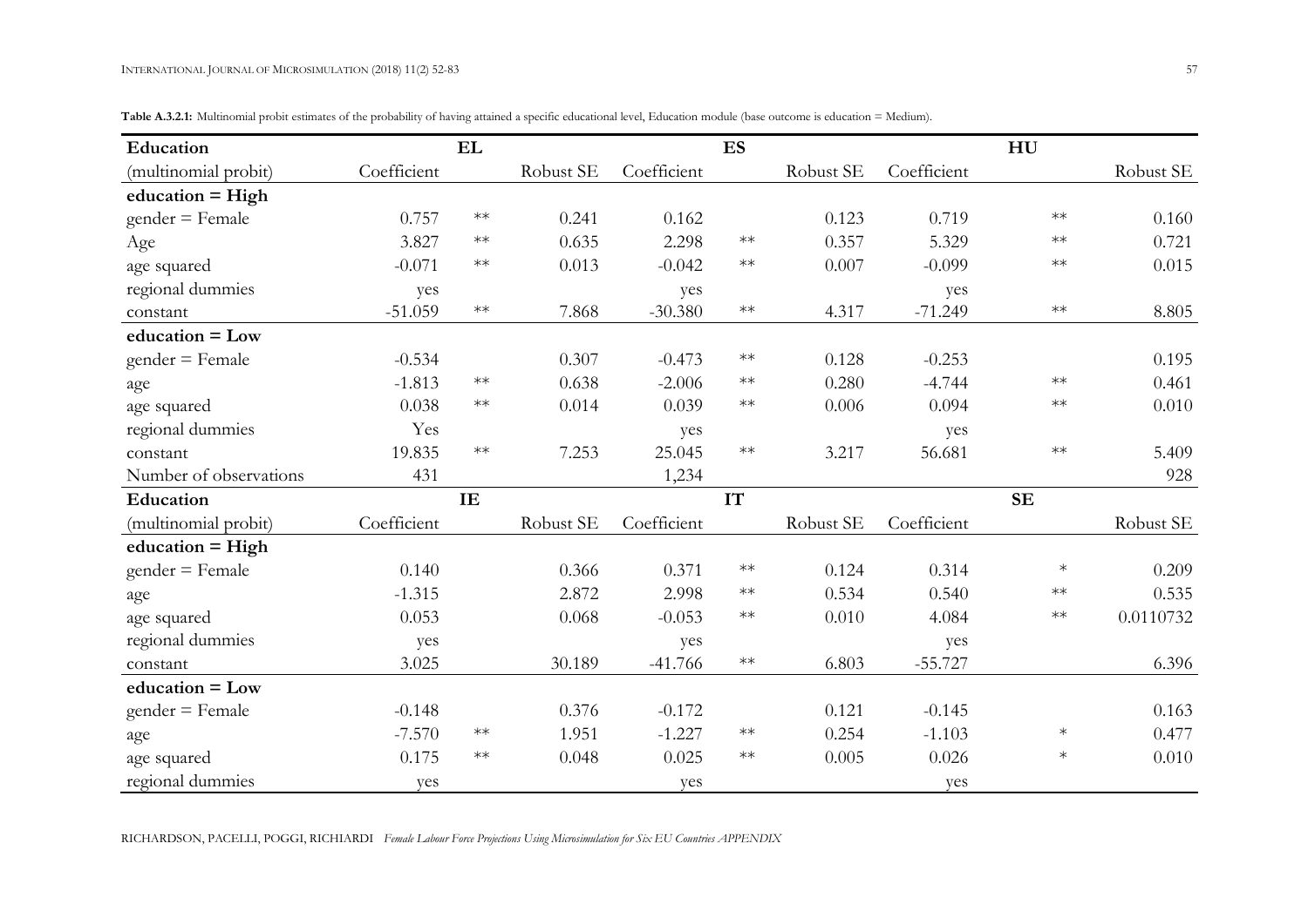**Table A.3.2.1:** Multinomial probit estimates of the probability of having attained a specific educational level, Education module (base outcome is education = Medium).

| Education | EL | | | ES | | | HU | | |
|---|---|---|---|---|---|---|---|---|---|
| (multinomial probit) | Coefficient | | Robust SE | Coefficient | | Robust SE | Coefficient | | Robust SE |
| **education = High** | | | | | | | | | |
| gender = Female | 0.757 | ** | 0.241 | 0.162 | | 0.123 | 0.719 | ** | 0.160 |
| Age | 3.827 | ** | 0.635 | 2.298 | ** | 0.357 | 5.329 | ** | 0.721 |
| age squared | -0.071 | ** | 0.013 | -0.042 | ** | 0.007 | -0.099 | ** | 0.015 |
| regional dummies | yes | | | yes | | | yes | | |
| constant | -51.059 | ** | 7.868 | -30.380 | ** | 4.317 | -71.249 | ** | 8.805 |
| **education = Low** | | | | | | | | | |
| gender = Female | -0.534 | | 0.307 | -0.473 | ** | 0.128 | -0.253 | | 0.195 |
| age | -1.813 | ** | 0.638 | -2.006 | ** | 0.280 | -4.744 | ** | 0.461 |
| age squared | 0.038 | ** | 0.014 | 0.039 | ** | 0.006 | 0.094 | ** | 0.010 |
| regional dummies | Yes | | | yes | | | yes | | |
| constant | 19.835 | ** | 7.253 | 25.045 | ** | 3.217 | 56.681 | ** | 5.409 |
| Number of observations | 431 | | | 1,234 | | | | | 928 |
| **Education** | **IE** | | | **IT** | | | **SE** | | |
| (multinomial probit) | Coefficient | | Robust SE | Coefficient | | Robust SE | Coefficient | | Robust SE |
| **education = High** | | | | | | | | | |
| gender = Female | 0.140 | | 0.366 | 0.371 | ** | 0.124 | 0.314 | * | 0.209 |
| age | -1.315 | | 2.872 | 2.998 | ** | 0.534 | 0.540 | ** | 0.535 |
| age squared | 0.053 | | 0.068 | -0.053 | ** | 0.010 | 4.084 | ** | 0.0110732 |
| regional dummies | yes | | | yes | | | yes | | |
| constant | 3.025 | | 30.189 | -41.766 | ** | 6.803 | -55.727 | | 6.396 |
| **education = Low** | | | | | | | | | |
| gender = Female | -0.148 | | 0.376 | -0.172 | | 0.121 | -0.145 | | 0.163 |
| age | -7.570 | ** | 1.951 | -1.227 | ** | 0.254 | -1.103 | * | 0.477 |
| age squared | 0.175 | ** | 0.048 | 0.025 | ** | 0.005 | 0.026 | * | 0.010 |
| regional dummies | yes | | | yes | | | yes | | |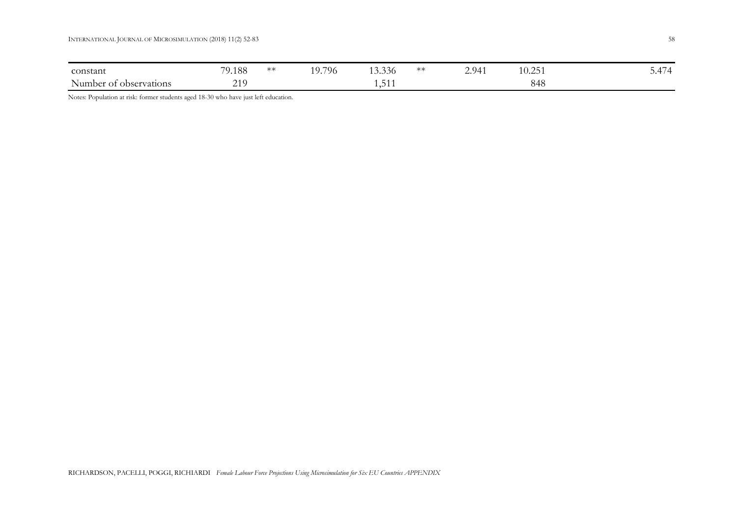| | | | | | | | | |
|---|---|---|---|---|---|---|---|---|
| constant | 79.188 | ** | 19.796 | 13.336 | ** | 2.941 | 10.251 | 5.474 |
| Number of observations | 219 | | | 1,511 | | | 848 | |

Notes: Population at risk: former students aged 18-30 who have just left education.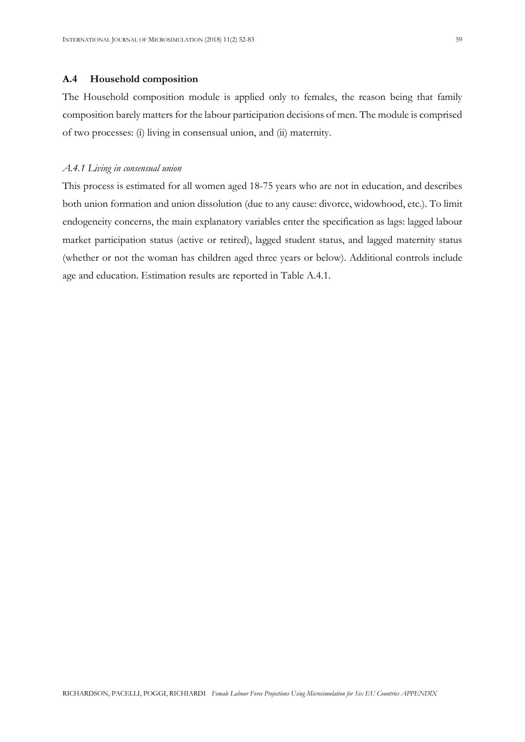## A.4 Household composition

The Household composition module is applied only to females, the reason being that family composition barely matters for the labour participation decisions of men. The module is comprised of two processes: (i) living in consensual union, and (ii) maternity.

### *A.4.1 Living in consensual union*

This process is estimated for all women aged 18-75 years who are not in education, and describes both union formation and union dissolution (due to any cause: divorce, widowhood, etc.). To limit endogeneity concerns, the main explanatory variables enter the specification as lags: lagged labour market participation status (active or retired), lagged student status, and lagged maternity status (whether or not the woman has children aged three years or below). Additional controls include age and education. Estimation results are reported in Table A.4.1.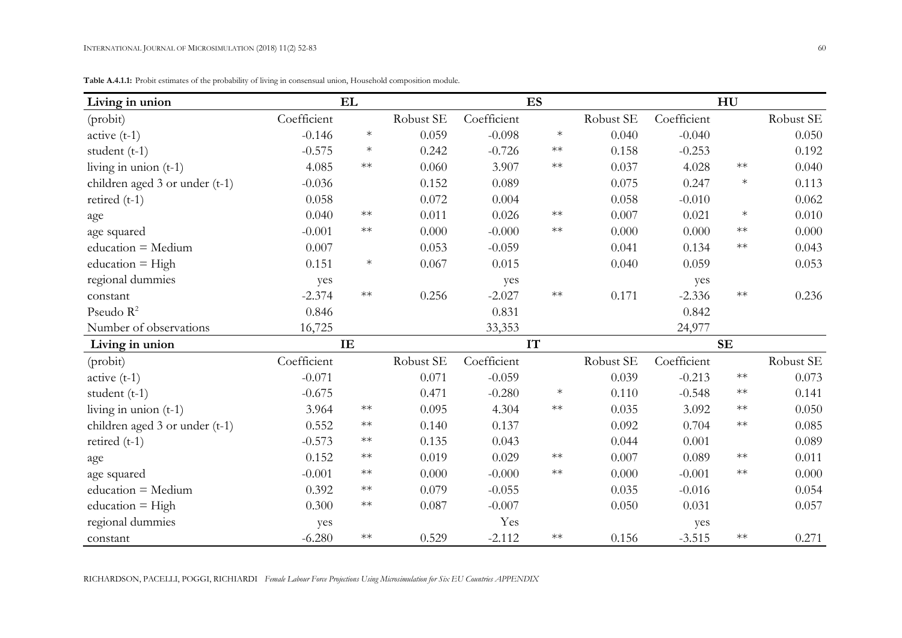**Table A.4.1.1:** Probit estimates of the probability of living in consensual union, Household composition module.

| Living in union | EL | | | ES | | | HU | | |
|---|---|---|---|---|---|---|---|---|---|
| (probit) | Coefficient | | Robust SE | Coefficient | | Robust SE | Coefficient | | Robust SE |
| active (t-1) | -0.146 | * | 0.059 | -0.098 | * | 0.040 | -0.040 | | 0.050 |
| student (t-1) | -0.575 | * | 0.242 | -0.726 | ** | 0.158 | -0.253 | | 0.192 |
| living in union (t-1) | 4.085 | ** | 0.060 | 3.907 | ** | 0.037 | 4.028 | ** | 0.040 |
| children aged 3 or under (t-1) | -0.036 | | 0.152 | 0.089 | | 0.075 | 0.247 | * | 0.113 |
| retired (t-1) | 0.058 | | 0.072 | 0.004 | | 0.058 | -0.010 | | 0.062 |
| age | 0.040 | ** | 0.011 | 0.026 | ** | 0.007 | 0.021 | * | 0.010 |
| age squared | -0.001 | ** | 0.000 | -0.000 | ** | 0.000 | 0.000 | ** | 0.000 |
| education = Medium | 0.007 | | 0.053 | -0.059 | | 0.041 | 0.134 | ** | 0.043 |
| education = High | 0.151 | * | 0.067 | 0.015 | | 0.040 | 0.059 | | 0.053 |
| regional dummies | yes | | | yes | | | yes | | |
| constant | -2.374 | ** | 0.256 | -2.027 | ** | 0.171 | -2.336 | ** | 0.236 |
| Pseudo $R^2$ | 0.846 | | | 0.831 | | | 0.842 | | |
| Number of observations | 16,725 | | | 33,353 | | | 24,977 | | |
| **Living in union** | **IE** | | | **IT** | | | **SE** | | |
| (probit) | Coefficient | | Robust SE | Coefficient | | Robust SE | Coefficient | | Robust SE |
| active (t-1) | -0.071 | | 0.071 | -0.059 | | 0.039 | -0.213 | ** | 0.073 |
| student (t-1) | -0.675 | | 0.471 | -0.280 | * | 0.110 | -0.548 | ** | 0.141 |
| living in union (t-1) | 3.964 | ** | 0.095 | 4.304 | ** | 0.035 | 3.092 | ** | 0.050 |
| children aged 3 or under (t-1) | 0.552 | ** | 0.140 | 0.137 | | 0.092 | 0.704 | ** | 0.085 |
| retired (t-1) | -0.573 | ** | 0.135 | 0.043 | | 0.044 | 0.001 | | 0.089 |
| age | 0.152 | ** | 0.019 | 0.029 | ** | 0.007 | 0.089 | ** | 0.011 |
| age squared | -0.001 | ** | 0.000 | -0.000 | ** | 0.000 | -0.001 | ** | 0.000 |
| education = Medium | 0.392 | ** | 0.079 | -0.055 | | 0.035 | -0.016 | | 0.054 |
| education = High | 0.300 | ** | 0.087 | -0.007 | | 0.050 | 0.031 | | 0.057 |
| regional dummies | yes | | | Yes | | | yes | | |
| constant | -6.280 | ** | 0.529 | -2.112 | ** | 0.156 | -3.515 | ** | 0.271 |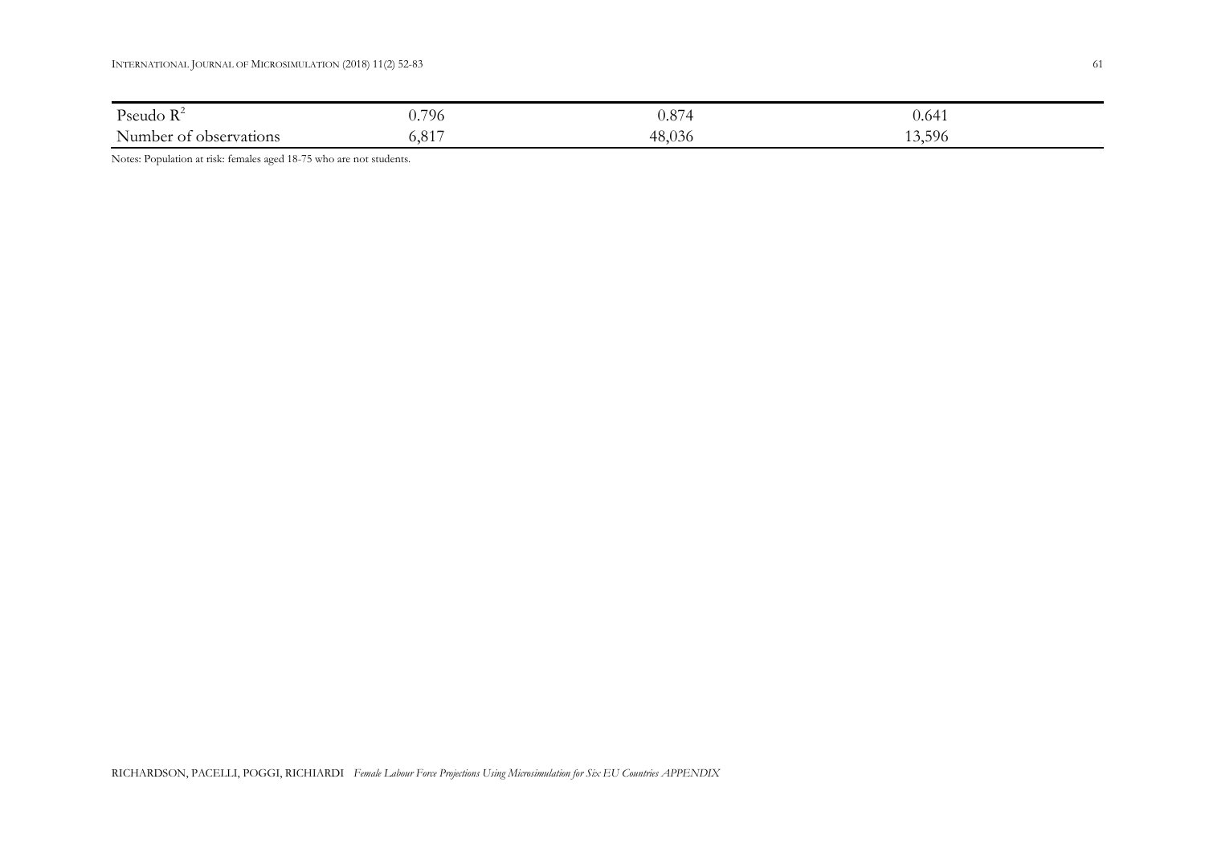| | | | |
|---|---|---|---|
| Pseudo $R^2$ | 0.796 | 0.874 | 0.641 |
| Number of observations | 6,817 | 48,036 | 13,596 |

Notes: Population at risk: females aged 18-75 who are not students.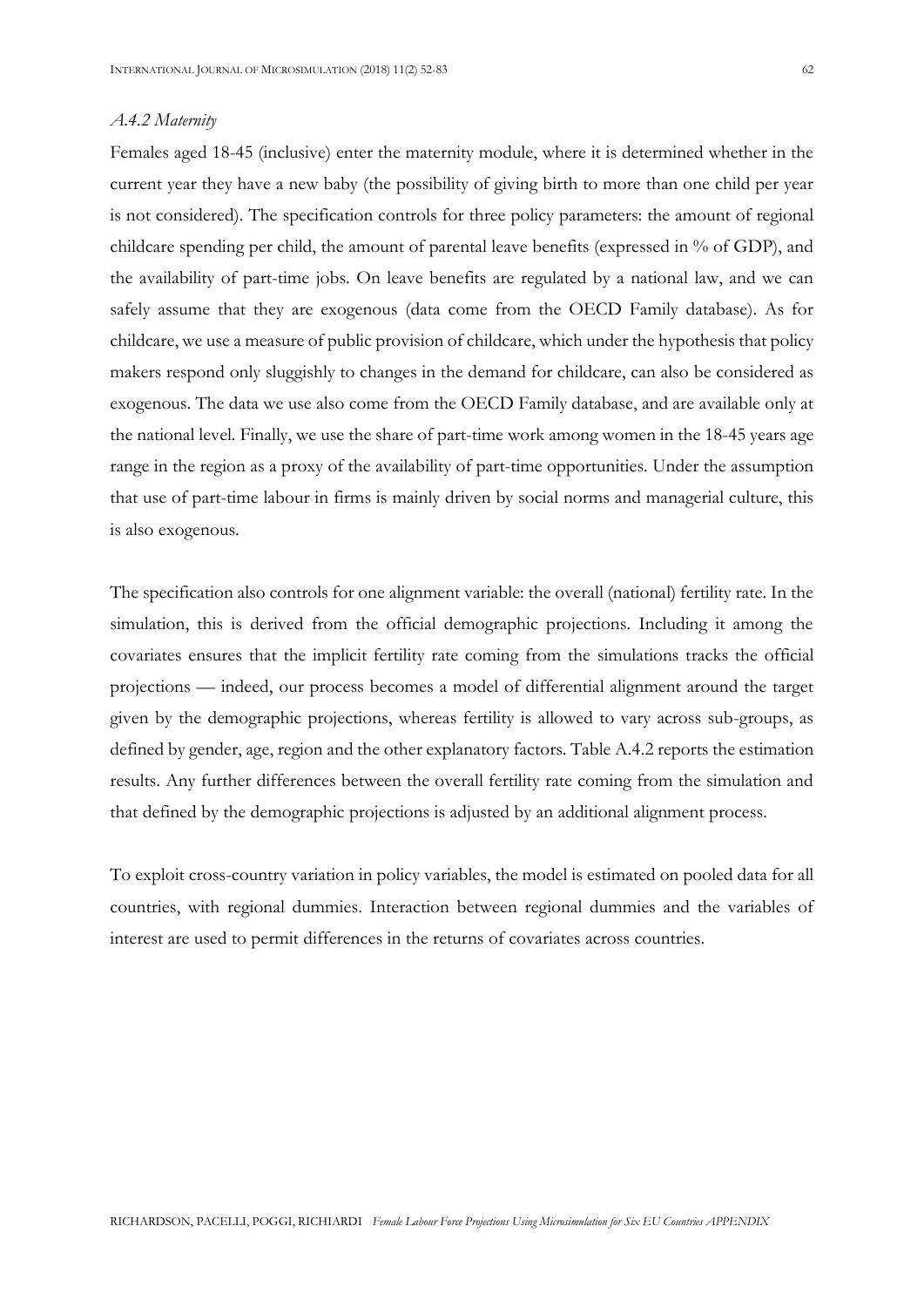#### *A.4.2 Maternity*

Females aged 18-45 (inclusive) enter the maternity module, where it is determined whether in the current year they have a new baby (the possibility of giving birth to more than one child per year is not considered). The specification controls for three policy parameters: the amount of regional childcare spending per child, the amount of parental leave benefits (expressed in % of GDP), and the availability of part-time jobs. On leave benefits are regulated by a national law, and we can safely assume that they are exogenous (data come from the OECD Family database). As for childcare, we use a measure of public provision of childcare, which under the hypothesis that policy makers respond only sluggishly to changes in the demand for childcare, can also be considered as exogenous. The data we use also come from the OECD Family database, and are available only at the national level. Finally, we use the share of part-time work among women in the 18-45 years age range in the region as a proxy of the availability of part-time opportunities. Under the assumption that use of part-time labour in firms is mainly driven by social norms and managerial culture, this is also exogenous.

The specification also controls for one alignment variable: the overall (national) fertility rate. In the simulation, this is derived from the official demographic projections. Including it among the covariates ensures that the implicit fertility rate coming from the simulations tracks the official projections — indeed, our process becomes a model of differential alignment around the target given by the demographic projections, whereas fertility is allowed to vary across sub-groups, as defined by gender, age, region and the other explanatory factors. Table A.4.2 reports the estimation results. Any further differences between the overall fertility rate coming from the simulation and that defined by the demographic projections is adjusted by an additional alignment process.

To exploit cross-country variation in policy variables, the model is estimated on pooled data for all countries, with regional dummies. Interaction between regional dummies and the variables of interest are used to permit differences in the returns of covariates across countries.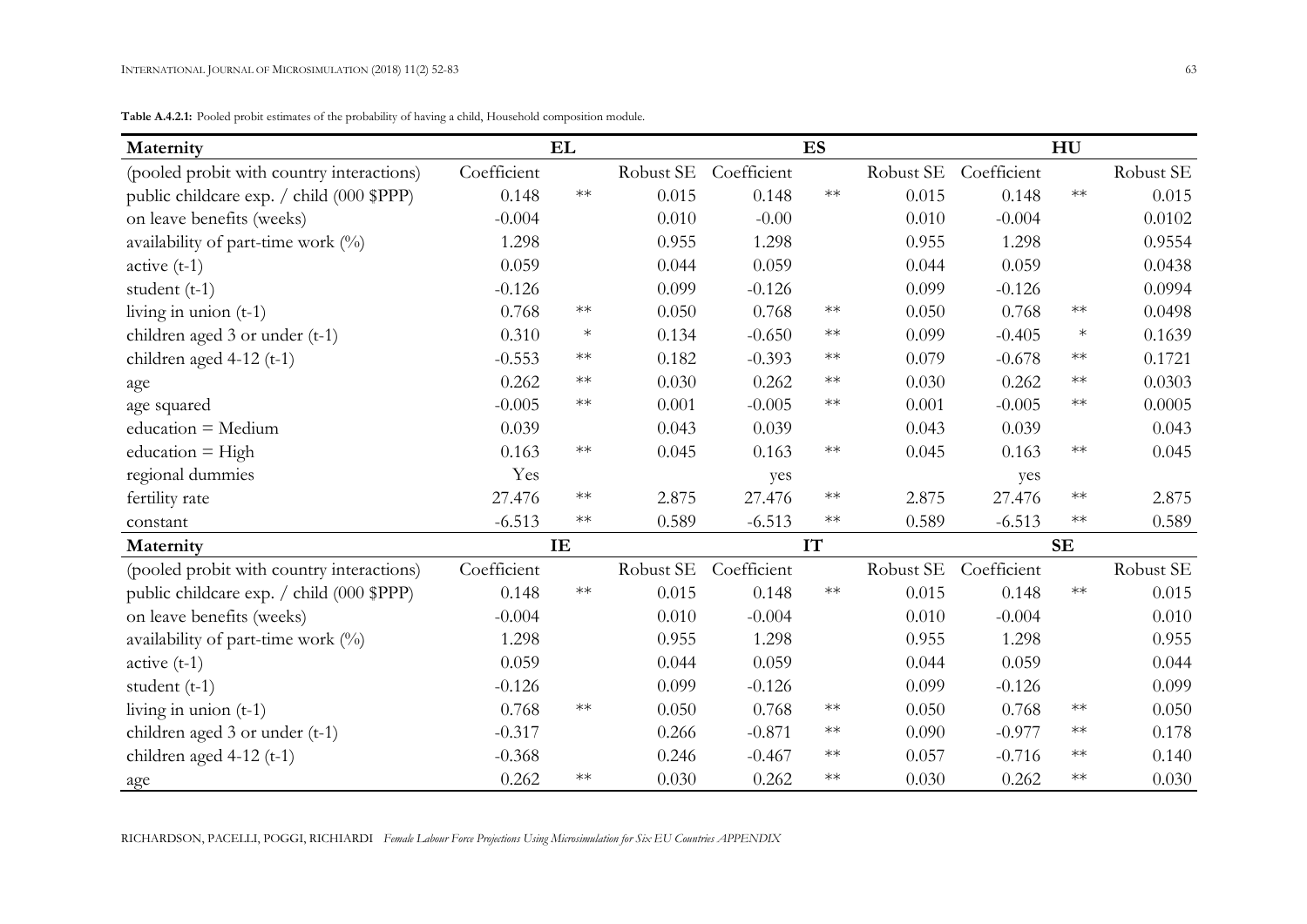**Table A.4.2.1:** Pooled probit estimates of the probability of having a child, Household composition module.

| Maternity | EL | | | ES | | | HU | | |
|---|---|---|---|---|---|---|---|---|---|
| (pooled probit with country interactions) | Coefficient | | Robust SE | Coefficient | | Robust SE | Coefficient | | Robust SE |
| public childcare exp. / child (000 $PPP) | 0.148 | ** | 0.015 | 0.148 | ** | 0.015 | 0.148 | ** | 0.015 |
| on leave benefits (weeks) | -0.004 | | 0.010 | -0.00 | | 0.010 | -0.004 | | 0.0102 |
| availability of part-time work (%) | 1.298 | | 0.955 | 1.298 | | 0.955 | 1.298 | | 0.9554 |
| active (t-1) | 0.059 | | 0.044 | 0.059 | | 0.044 | 0.059 | | 0.0438 |
| student (t-1) | -0.126 | | 0.099 | -0.126 | | 0.099 | -0.126 | | 0.0994 |
| living in union (t-1) | 0.768 | ** | 0.050 | 0.768 | ** | 0.050 | 0.768 | ** | 0.0498 |
| children aged 3 or under (t-1) | 0.310 | * | 0.134 | -0.650 | ** | 0.099 | -0.405 | * | 0.1639 |
| children aged 4-12 (t-1) | -0.553 | ** | 0.182 | -0.393 | ** | 0.079 | -0.678 | ** | 0.1721 |
| age | 0.262 | ** | 0.030 | 0.262 | ** | 0.030 | 0.262 | ** | 0.0303 |
| age squared | -0.005 | ** | 0.001 | -0.005 | ** | 0.001 | -0.005 | ** | 0.0005 |
| education = Medium | 0.039 | | 0.043 | 0.039 | | 0.043 | 0.039 | | 0.043 |
| education = High | 0.163 | ** | 0.045 | 0.163 | ** | 0.045 | 0.163 | ** | 0.045 |
| regional dummies | Yes | | | yes | | | yes | | |
| fertility rate | 27.476 | ** | 2.875 | 27.476 | ** | 2.875 | 27.476 | ** | 2.875 |
| constant | -6.513 | ** | 0.589 | -6.513 | ** | 0.589 | -6.513 | ** | 0.589 |
| **Maternity** | **IE** | | | **IT** | | | **SE** | | |
| (pooled probit with country interactions) | Coefficient | | Robust SE | Coefficient | | Robust SE | Coefficient | | Robust SE |
| public childcare exp. / child (000 $PPP) | 0.148 | ** | 0.015 | 0.148 | ** | 0.015 | 0.148 | ** | 0.015 |
| on leave benefits (weeks) | -0.004 | | 0.010 | -0.004 | | 0.010 | -0.004 | | 0.010 |
| availability of part-time work (%) | 1.298 | | 0.955 | 1.298 | | 0.955 | 1.298 | | 0.955 |
| active (t-1) | 0.059 | | 0.044 | 0.059 | | 0.044 | 0.059 | | 0.044 |
| student (t-1) | -0.126 | | 0.099 | -0.126 | | 0.099 | -0.126 | | 0.099 |
| living in union (t-1) | 0.768 | ** | 0.050 | 0.768 | ** | 0.050 | 0.768 | ** | 0.050 |
| children aged 3 or under (t-1) | -0.317 | | 0.266 | -0.871 | ** | 0.090 | -0.977 | ** | 0.178 |
| children aged 4-12 (t-1) | -0.368 | | 0.246 | -0.467 | ** | 0.057 | -0.716 | ** | 0.140 |
| age | 0.262 | ** | 0.030 | 0.262 | ** | 0.030 | 0.262 | ** | 0.030 |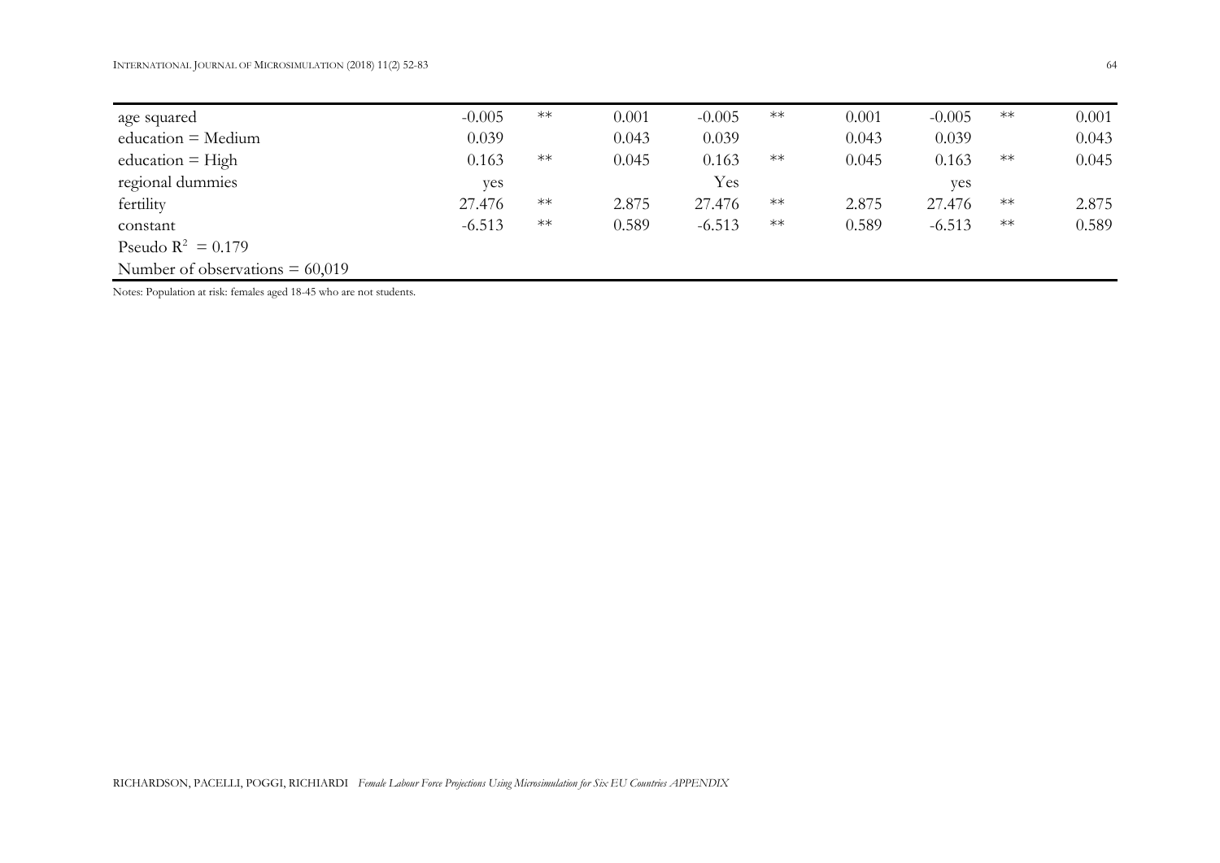| | | | | | | | | | |
|---|---|---|---|---|---|---|---|---|---|
| age squared | -0.005 | ** | 0.001 | -0.005 | ** | 0.001 | -0.005 | ** | 0.001 |
| education = Medium | 0.039 | | 0.043 | 0.039 | | 0.043 | 0.039 | | 0.043 |
| education = High | 0.163 | ** | 0.045 | 0.163 | ** | 0.045 | 0.163 | ** | 0.045 |
| regional dummies | yes | | | Yes | | | yes | | |
| fertility | 27.476 | ** | 2.875 | 27.476 | ** | 2.875 | 27.476 | ** | 2.875 |
| constant | -6.513 | ** | 0.589 | -6.513 | ** | 0.589 | -6.513 | ** | 0.589 |
| Pseudo $R^2$ = 0.179 | | | | | | | | | |
| Number of observations = 60,019 | | | | | | | | | |

Notes: Population at risk: females aged 18-45 who are not students.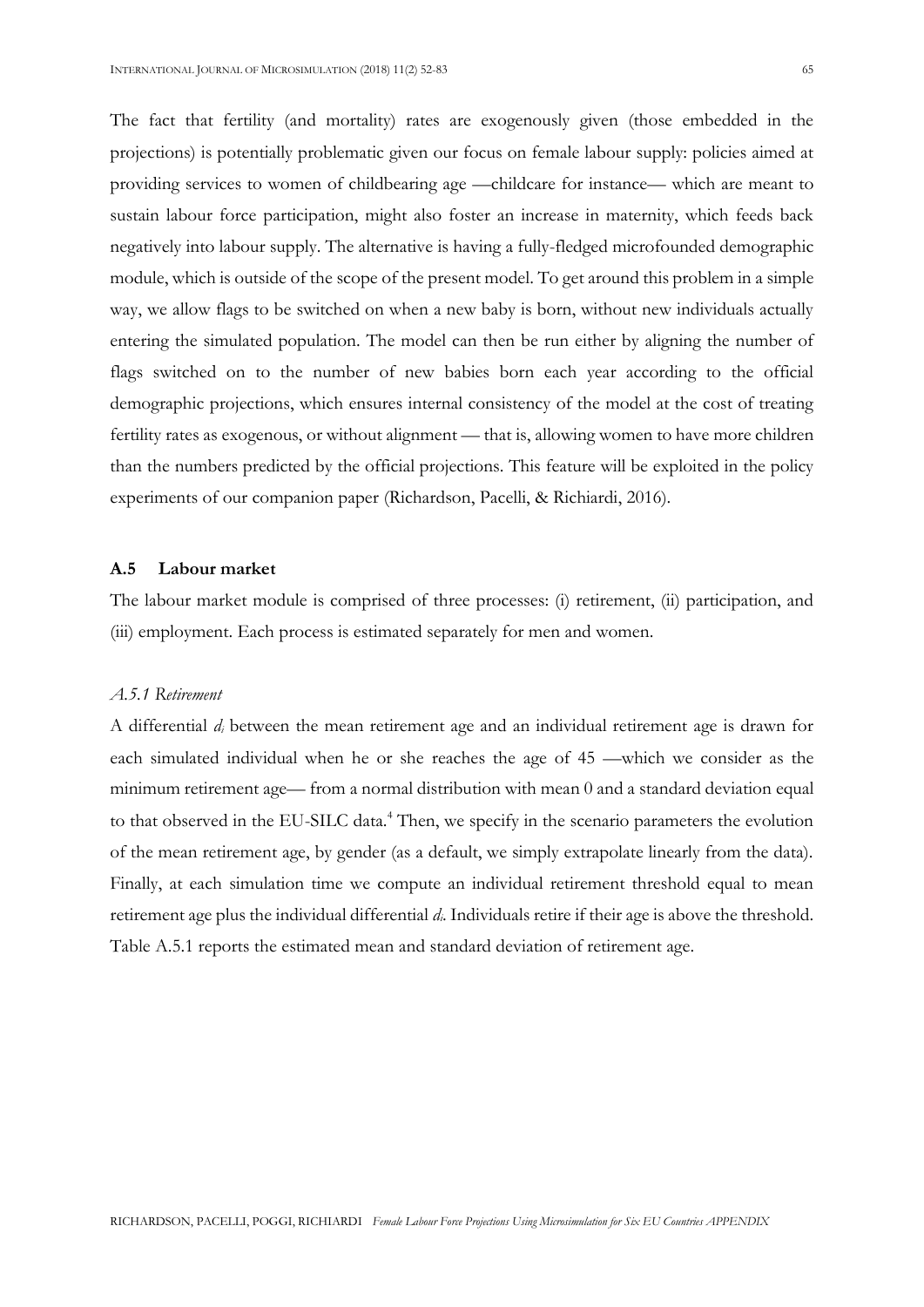The fact that fertility (and mortality) rates are exogenously given (those embedded in the projections) is potentially problematic given our focus on female labour supply: policies aimed at providing services to women of childbearing age —childcare for instance— which are meant to sustain labour force participation, might also foster an increase in maternity, which feeds back negatively into labour supply. The alternative is having a fully-fledged microfounded demographic module, which is outside of the scope of the present model. To get around this problem in a simple way, we allow flags to be switched on when a new baby is born, without new individuals actually entering the simulated population. The model can then be run either by aligning the number of flags switched on to the number of new babies born each year according to the official demographic projections, which ensures internal consistency of the model at the cost of treating fertility rates as exogenous, or without alignment — that is, allowing women to have more children than the numbers predicted by the official projections. This feature will be exploited in the policy experiments of our companion paper (Richardson, Pacelli, & Richiardi, 2016).

## A.5 Labour market

The labour market module is comprised of three processes: (i) retirement, (ii) participation, and (iii) employment. Each process is estimated separately for men and women.

### *A.5.1 Retirement*

A differential $d_i$ between the mean retirement age and an individual retirement age is drawn for each simulated individual when he or she reaches the age of 45 —which we consider as the minimum retirement age— from a normal distribution with mean 0 and a standard deviation equal to that observed in the EU-SILC data.[4] Then, we specify in the scenario parameters the evolution of the mean retirement age, by gender (as a default, we simply extrapolate linearly from the data). Finally, at each simulation time we compute an individual retirement threshold equal to mean retirement age plus the individual differential $d_i$. Individuals retire if their age is above the threshold. Table A.5.1 reports the estimated mean and standard deviation of retirement age.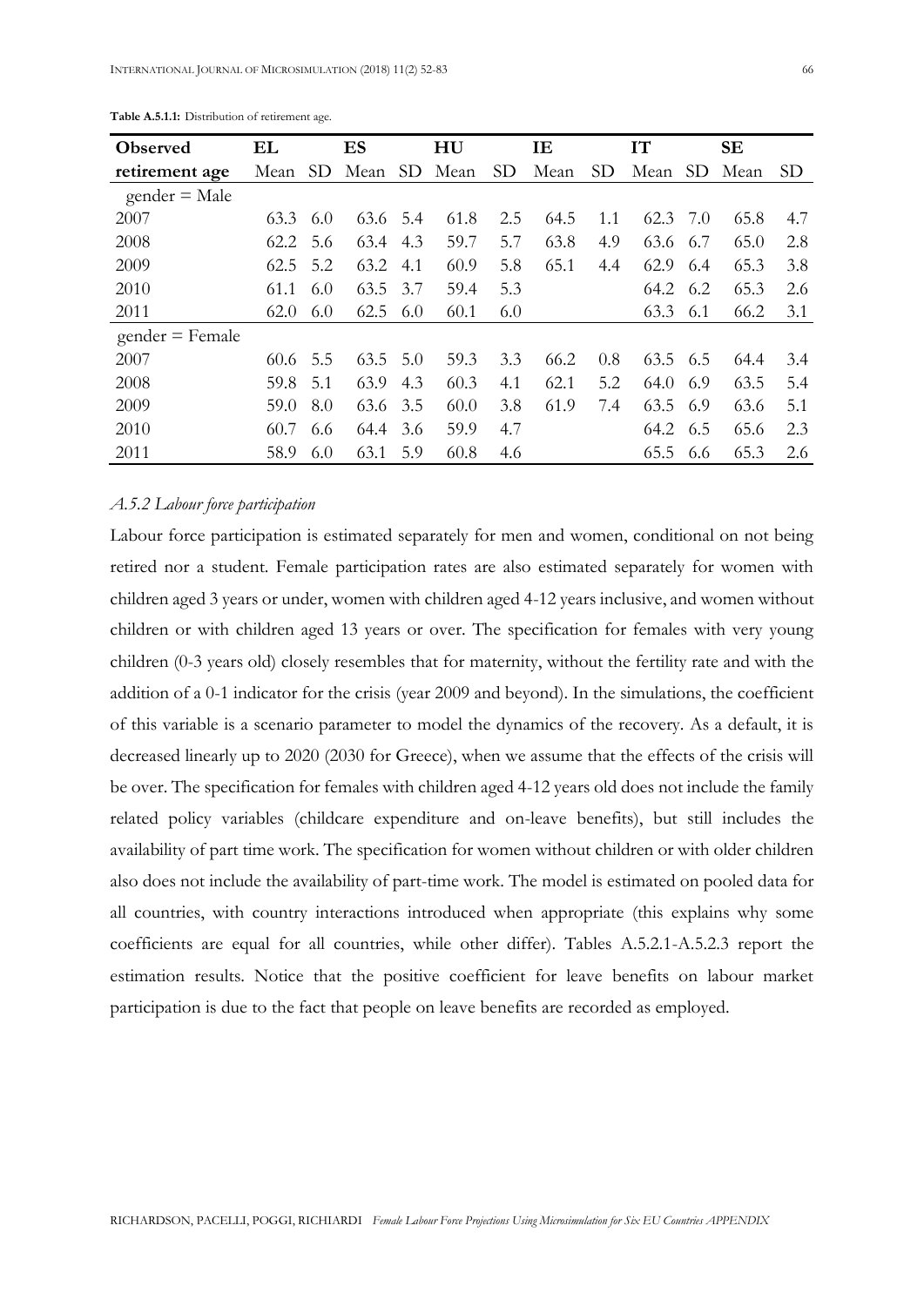**Table A.5.1.1:** Distribution of retirement age.

| **Observed** | **EL** | | **ES** | | **HU** | | **IE** | | **IT** | | **SE** | |
|---|---|---|---|---|---|---|---|---|---|---|---|---|
| **retirement age** | Mean | SD | Mean | SD | Mean | SD | Mean | SD | Mean | SD | Mean | SD |
| gender = Male | | | | | | | | | | | | |
| 2007 | 63.3 | 6.0 | 63.6 | 5.4 | 61.8 | 2.5 | 64.5 | 1.1 | 62.3 | 7.0 | 65.8 | 4.7 |
| 2008 | 62.2 | 5.6 | 63.4 | 4.3 | 59.7 | 5.7 | 63.8 | 4.9 | 63.6 | 6.7 | 65.0 | 2.8 |
| 2009 | 62.5 | 5.2 | 63.2 | 4.1 | 60.9 | 5.8 | 65.1 | 4.4 | 62.9 | 6.4 | 65.3 | 3.8 |
| 2010 | 61.1 | 6.0 | 63.5 | 3.7 | 59.4 | 5.3 | | | 64.2 | 6.2 | 65.3 | 2.6 |
| 2011 | 62.0 | 6.0 | 62.5 | 6.0 | 60.1 | 6.0 | | | 63.3 | 6.1 | 66.2 | 3.1 |
| gender = Female | | | | | | | | | | | | |
| 2007 | 60.6 | 5.5 | 63.5 | 5.0 | 59.3 | 3.3 | 66.2 | 0.8 | 63.5 | 6.5 | 64.4 | 3.4 |
| 2008 | 59.8 | 5.1 | 63.9 | 4.3 | 60.3 | 4.1 | 62.1 | 5.2 | 64.0 | 6.9 | 63.5 | 5.4 |
| 2009 | 59.0 | 8.0 | 63.6 | 3.5 | 60.0 | 3.8 | 61.9 | 7.4 | 63.5 | 6.9 | 63.6 | 5.1 |
| 2010 | 60.7 | 6.6 | 64.4 | 3.6 | 59.9 | 4.7 | | | 64.2 | 6.5 | 65.6 | 2.3 |
| 2011 | 58.9 | 6.0 | 63.1 | 5.9 | 60.8 | 4.6 | | | 65.5 | 6.6 | 65.3 | 2.6 |

### *A.5.2 Labour force participation*

Labour force participation is estimated separately for men and women, conditional on not being retired nor a student. Female participation rates are also estimated separately for women with children aged 3 years or under, women with children aged 4-12 years inclusive, and women without children or with children aged 13 years or over. The specification for females with very young children (0-3 years old) closely resembles that for maternity, without the fertility rate and with the addition of a 0-1 indicator for the crisis (year 2009 and beyond). In the simulations, the coefficient of this variable is a scenario parameter to model the dynamics of the recovery. As a default, it is decreased linearly up to 2020 (2030 for Greece), when we assume that the effects of the crisis will be over. The specification for females with children aged 4-12 years old does not include the family related policy variables (childcare expenditure and on-leave benefits), but still includes the availability of part time work. The specification for women without children or with older children also does not include the availability of part-time work. The model is estimated on pooled data for all countries, with country interactions introduced when appropriate (this explains why some coefficients are equal for all countries, while other differ). Tables A.5.2.1-A.5.2.3 report the estimation results. Notice that the positive coefficient for leave benefits on labour market participation is due to the fact that people on leave benefits are recorded as employed.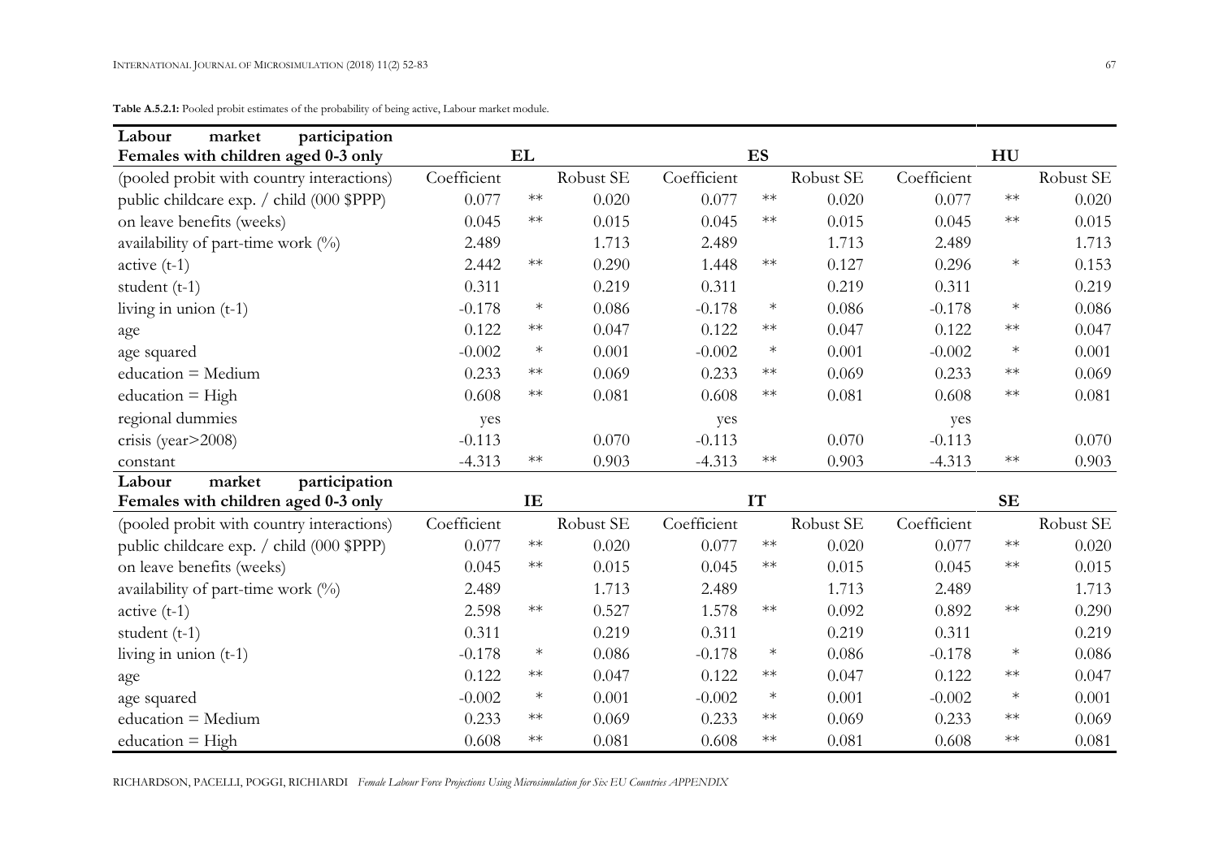**Table A.5.2.1:** Pooled probit estimates of the probability of being active, Labour market module.

| **Labour market participation Females with children aged 0-3 only** | **EL** | | | **ES** | | | **HU** | | |
|---|---|---|---|---|---|---|---|---|---|
| (pooled probit with country interactions) | Coefficient | | Robust SE | Coefficient | | Robust SE | Coefficient | | Robust SE |
| public childcare exp. / child (000 $PPP) | 0.077 | ** | 0.020 | 0.077 | ** | 0.020 | 0.077 | ** | 0.020 |
| on leave benefits (weeks) | 0.045 | ** | 0.015 | 0.045 | ** | 0.015 | 0.045 | ** | 0.015 |
| availability of part-time work (%) | 2.489 | | 1.713 | 2.489 | | 1.713 | 2.489 | | 1.713 |
| active (t-1) | 2.442 | ** | 0.290 | 1.448 | ** | 0.127 | 0.296 | * | 0.153 |
| student (t-1) | 0.311 | | 0.219 | 0.311 | | 0.219 | 0.311 | | 0.219 |
| living in union (t-1) | -0.178 | * | 0.086 | -0.178 | * | 0.086 | -0.178 | * | 0.086 |
| age | 0.122 | ** | 0.047 | 0.122 | ** | 0.047 | 0.122 | ** | 0.047 |
| age squared | -0.002 | * | 0.001 | -0.002 | * | 0.001 | -0.002 | * | 0.001 |
| education = Medium | 0.233 | ** | 0.069 | 0.233 | ** | 0.069 | 0.233 | ** | 0.069 |
| education = High | 0.608 | ** | 0.081 | 0.608 | ** | 0.081 | 0.608 | ** | 0.081 |
| regional dummies | yes | | | yes | | | yes | | |
| crisis (year>2008) | -0.113 | | 0.070 | -0.113 | | 0.070 | -0.113 | | 0.070 |
| constant | -4.313 | ** | 0.903 | -4.313 | ** | 0.903 | -4.313 | ** | 0.903 |
| **Labour market participation Females with children aged 0-3 only** | **IE** | | | **IT** | | | **SE** | | |
| (pooled probit with country interactions) | Coefficient | | Robust SE | Coefficient | | Robust SE | Coefficient | | Robust SE |
| public childcare exp. / child (000 $PPP) | 0.077 | ** | 0.020 | 0.077 | ** | 0.020 | 0.077 | ** | 0.020 |
| on leave benefits (weeks) | 0.045 | ** | 0.015 | 0.045 | ** | 0.015 | 0.045 | ** | 0.015 |
| availability of part-time work (%) | 2.489 | | 1.713 | 2.489 | | 1.713 | 2.489 | | 1.713 |
| active (t-1) | 2.598 | ** | 0.527 | 1.578 | ** | 0.092 | 0.892 | ** | 0.290 |
| student (t-1) | 0.311 | | 0.219 | 0.311 | | 0.219 | 0.311 | | 0.219 |
| living in union (t-1) | -0.178 | * | 0.086 | -0.178 | * | 0.086 | -0.178 | * | 0.086 |
| age | 0.122 | ** | 0.047 | 0.122 | ** | 0.047 | 0.122 | ** | 0.047 |
| age squared | -0.002 | * | 0.001 | -0.002 | * | 0.001 | -0.002 | * | 0.001 |
| education = Medium | 0.233 | ** | 0.069 | 0.233 | ** | 0.069 | 0.233 | ** | 0.069 |
| education = High | 0.608 | ** | 0.081 | 0.608 | ** | 0.081 | 0.608 | ** | 0.081 |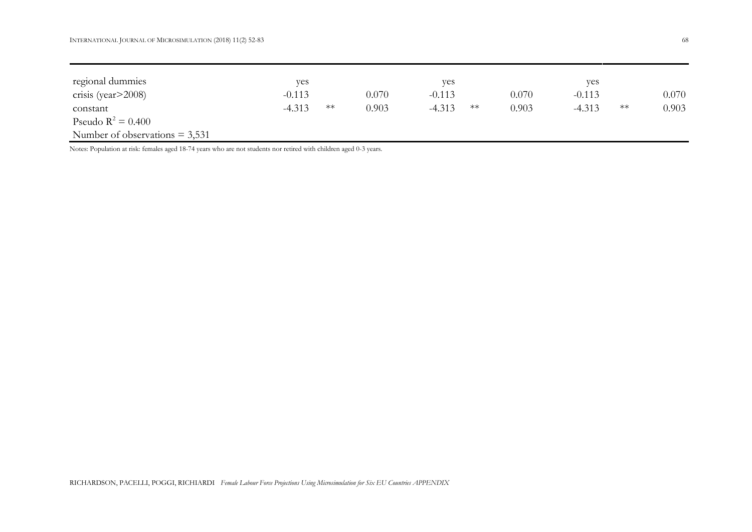| | | | | | | | | | |
|---|---|---|---|---|---|---|---|---|---|
| regional dummies | yes | | | yes | | | yes | | |
| crisis (year>2008) | -0.113 | | 0.070 | -0.113 | | 0.070 | -0.113 | | 0.070 |
| constant | -4.313 | ** | 0.903 | -4.313 | ** | 0.903 | -4.313 | ** | 0.903 |
| Pseudo $R^2 = 0.400$ | | | | | | | | | |
| Number of observations = 3,531 | | | | | | | | | |

Notes: Population at risk: females aged 18-74 years who are not students nor retired with children aged 0-3 years.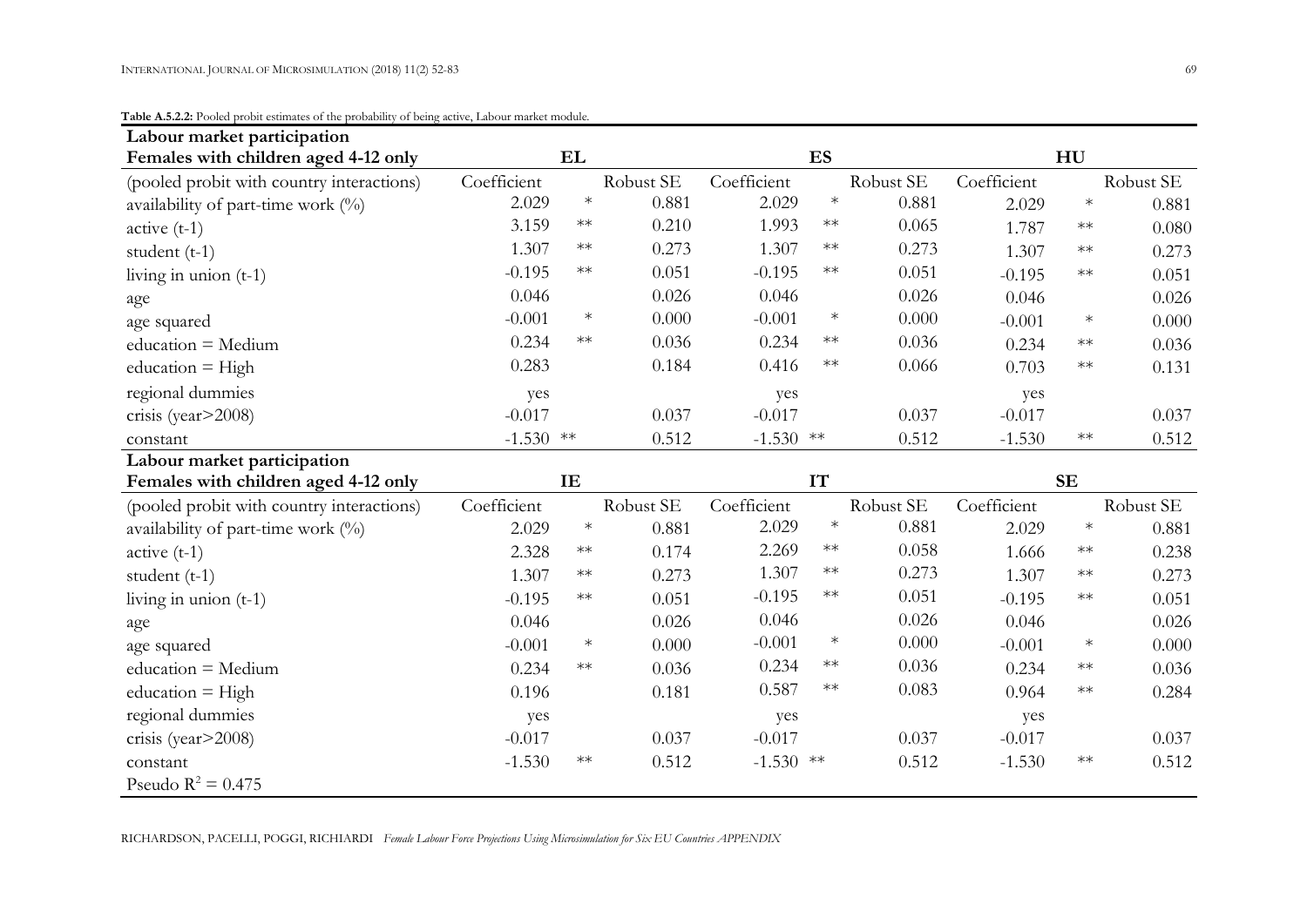**Table A.5.2.2:** Pooled probit estimates of the probability of being active, Labour market module.

| **Labour market participation Females with children aged 4-12 only** | **EL** | | | **ES** | | | **HU** | | |
|---|---|---|---|---|---|---|---|---|---|
| (pooled probit with country interactions) | Coefficient | | Robust SE | Coefficient | | Robust SE | Coefficient | | Robust SE |
| availability of part-time work (%) | 2.029 | * | 0.881 | 2.029 | * | 0.881 | 2.029 | * | 0.881 |
| active (t-1) | 3.159 | ** | 0.210 | 1.993 | ** | 0.065 | 1.787 | ** | 0.080 |
| student (t-1) | 1.307 | ** | 0.273 | 1.307 | ** | 0.273 | 1.307 | ** | 0.273 |
| living in union (t-1) | -0.195 | ** | 0.051 | -0.195 | ** | 0.051 | -0.195 | ** | 0.051 |
| age | 0.046 | | 0.026 | 0.046 | | 0.026 | 0.046 | | 0.026 |
| age squared | -0.001 | * | 0.000 | -0.001 | * | 0.000 | -0.001 | * | 0.000 |
| education = Medium | 0.234 | ** | 0.036 | 0.234 | ** | 0.036 | 0.234 | ** | 0.036 |
| education = High | 0.283 | | 0.184 | 0.416 | ** | 0.066 | 0.703 | ** | 0.131 |
| regional dummies | yes | | | yes | | | yes | | |
| crisis (year>2008) | -0.017 | | 0.037 | -0.017 | | 0.037 | -0.017 | | 0.037 |
| constant | -1.530 | ** | 0.512 | -1.530 | ** | 0.512 | -1.530 | ** | 0.512 |
| **Labour market participation Females with children aged 4-12 only** | **IE** | | | **IT** | | | **SE** | | |
| (pooled probit with country interactions) | Coefficient | | Robust SE | Coefficient | | Robust SE | Coefficient | | Robust SE |
| availability of part-time work (%) | 2.029 | * | 0.881 | 2.029 | * | 0.881 | 2.029 | * | 0.881 |
| active (t-1) | 2.328 | ** | 0.174 | 2.269 | ** | 0.058 | 1.666 | ** | 0.238 |
| student (t-1) | 1.307 | ** | 0.273 | 1.307 | ** | 0.273 | 1.307 | ** | 0.273 |
| living in union (t-1) | -0.195 | ** | 0.051 | -0.195 | ** | 0.051 | -0.195 | ** | 0.051 |
| age | 0.046 | | 0.026 | 0.046 | | 0.026 | 0.046 | | 0.026 |
| age squared | -0.001 | * | 0.000 | -0.001 | * | 0.000 | -0.001 | * | 0.000 |
| education = Medium | 0.234 | ** | 0.036 | 0.234 | ** | 0.036 | 0.234 | ** | 0.036 |
| education = High | 0.196 | | 0.181 | 0.587 | ** | 0.083 | 0.964 | ** | 0.284 |
| regional dummies | yes | | | yes | | | yes | | |
| crisis (year>2008) | -0.017 | | 0.037 | -0.017 | | 0.037 | -0.017 | | 0.037 |
| constant | -1.530 | ** | 0.512 | -1.530 | ** | 0.512 | -1.530 | ** | 0.512 |
| Pseudo $R^2 = 0.475$ | | | | | | | | | |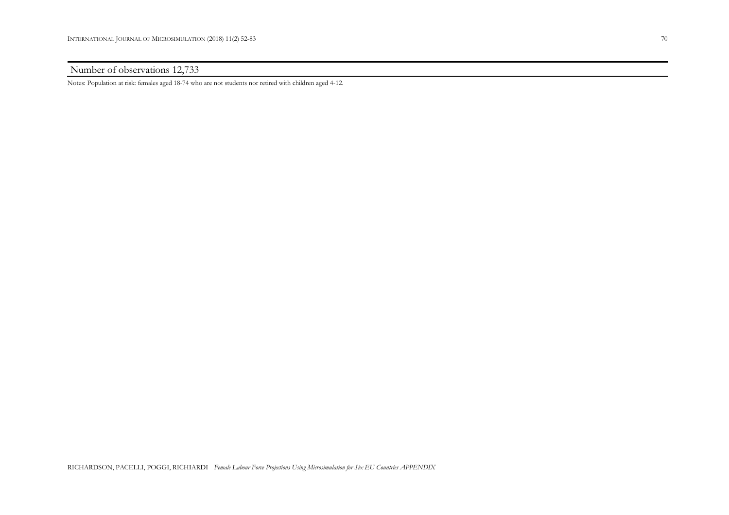| Number of observations 12,733 |
| --- |

Notes: Population at risk: females aged 18-74 who are not students nor retired with children aged 4-12.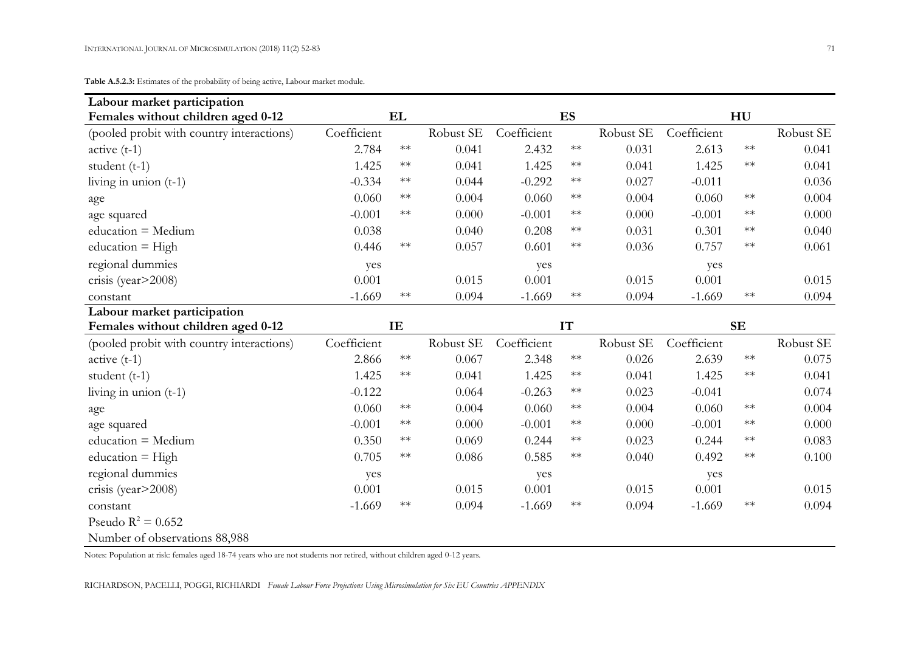**Table A.5.2.3:** Estimates of the probability of being active, Labour market module.

| **Labour market participation Females without children aged 0-12** | **EL** | | | **ES** | | | **HU** | | |
|---|---|---|---|---|---|---|---|---|---|
| (pooled probit with country interactions) | Coefficient | | Robust SE | Coefficient | | Robust SE | Coefficient | | Robust SE |
| active (t-1) | 2.784 | ** | 0.041 | 2.432 | ** | 0.031 | 2.613 | ** | 0.041 |
| student (t-1) | 1.425 | ** | 0.041 | 1.425 | ** | 0.041 | 1.425 | ** | 0.041 |
| living in union (t-1) | -0.334 | ** | 0.044 | -0.292 | ** | 0.027 | -0.011 | | 0.036 |
| age | 0.060 | ** | 0.004 | 0.060 | ** | 0.004 | 0.060 | ** | 0.004 |
| age squared | -0.001 | ** | 0.000 | -0.001 | ** | 0.000 | -0.001 | ** | 0.000 |
| education = Medium | 0.038 | | 0.040 | 0.208 | ** | 0.031 | 0.301 | ** | 0.040 |
| education = High | 0.446 | ** | 0.057 | 0.601 | ** | 0.036 | 0.757 | ** | 0.061 |
| regional dummies | yes | | | yes | | | yes | | |
| crisis (year>2008) | 0.001 | | 0.015 | 0.001 | | 0.015 | 0.001 | | 0.015 |
| constant | -1.669 | ** | 0.094 | -1.669 | ** | 0.094 | -1.669 | ** | 0.094 |
| **Labour market participation Females without children aged 0-12** | **IE** | | | **IT** | | | **SE** | | |
| (pooled probit with country interactions) | Coefficient | | Robust SE | Coefficient | | Robust SE | Coefficient | | Robust SE |
| active (t-1) | 2.866 | ** | 0.067 | 2.348 | ** | 0.026 | 2.639 | ** | 0.075 |
| student (t-1) | 1.425 | ** | 0.041 | 1.425 | ** | 0.041 | 1.425 | ** | 0.041 |
| living in union (t-1) | -0.122 | | 0.064 | -0.263 | ** | 0.023 | -0.041 | | 0.074 |
| age | 0.060 | ** | 0.004 | 0.060 | ** | 0.004 | 0.060 | ** | 0.004 |
| age squared | -0.001 | ** | 0.000 | -0.001 | ** | 0.000 | -0.001 | ** | 0.000 |
| education = Medium | 0.350 | ** | 0.069 | 0.244 | ** | 0.023 | 0.244 | ** | 0.083 |
| education = High | 0.705 | ** | 0.086 | 0.585 | ** | 0.040 | 0.492 | ** | 0.100 |
| regional dummies | yes | | | yes | | | yes | | |
| crisis (year>2008) | 0.001 | | 0.015 | 0.001 | | 0.015 | 0.001 | | 0.015 |
| constant | -1.669 | ** | 0.094 | -1.669 | ** | 0.094 | -1.669 | ** | 0.094 |
| Pseudo $R^2 = 0.652$ | | | | | | | | | |
| Number of observations 88,988 | | | | | | | | | |

Notes: Population at risk: females aged 18-74 years who are not students nor retired, without children aged 0-12 years.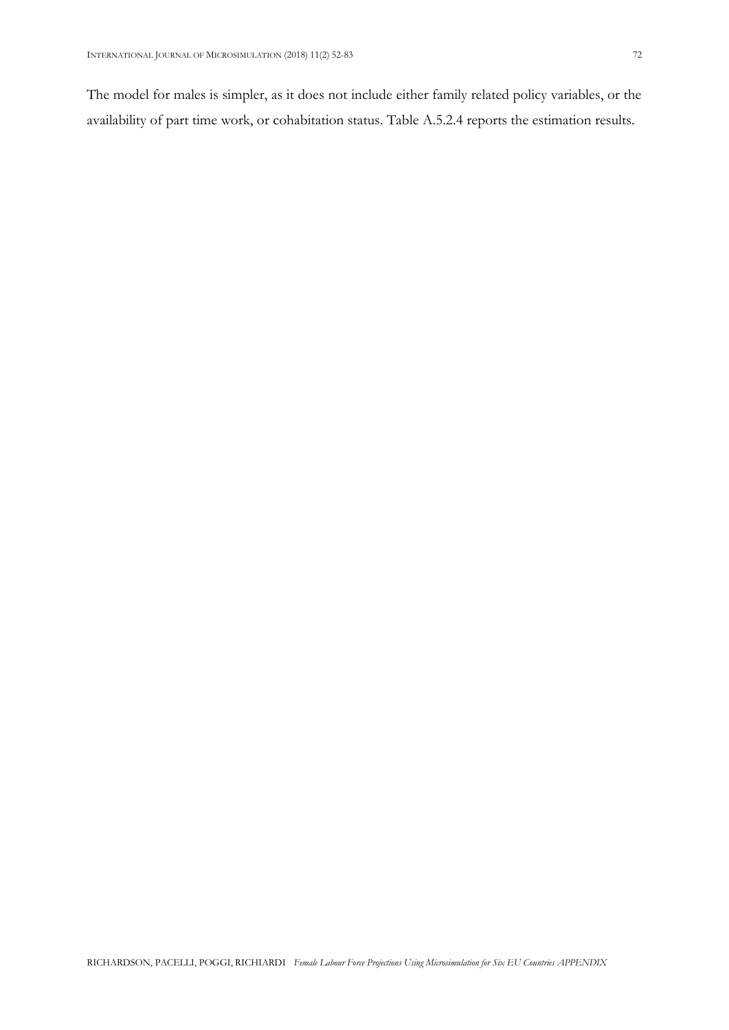The model for males is simpler, as it does not include either family related policy variables, or the availability of part time work, or cohabitation status. Table A.5.2.4 reports the estimation results.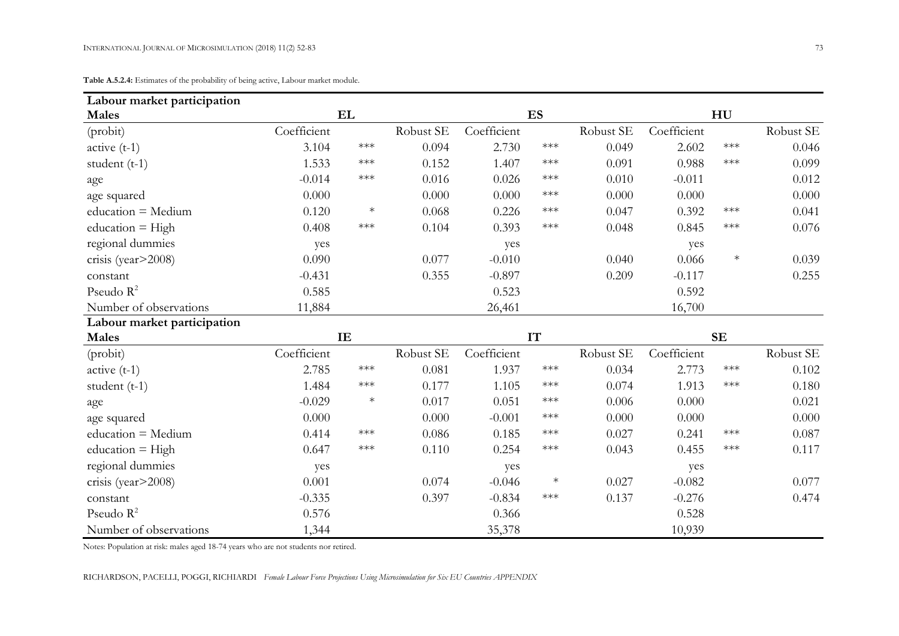**Table A.5.2.4:** Estimates of the probability of being active, Labour market module.

| **Labour market participation** | | | | | | | | | |
|---|---|---|---|---|---|---|---|---|---|
| **Males** | **EL** | | | **ES** | | | **HU** | | |
| (probit) | Coefficient | | Robust SE | Coefficient | | Robust SE | Coefficient | | Robust SE |
| active (t-1) | 3.104 | *** | 0.094 | 2.730 | *** | 0.049 | 2.602 | *** | 0.046 |
| student (t-1) | 1.533 | *** | 0.152 | 1.407 | *** | 0.091 | 0.988 | *** | 0.099 |
| age | -0.014 | *** | 0.016 | 0.026 | *** | 0.010 | -0.011 | | 0.012 |
| age squared | 0.000 | | 0.000 | 0.000 | *** | 0.000 | 0.000 | | 0.000 |
| education = Medium | 0.120 | * | 0.068 | 0.226 | *** | 0.047 | 0.392 | *** | 0.041 |
| education = High | 0.408 | *** | 0.104 | 0.393 | *** | 0.048 | 0.845 | *** | 0.076 |
| regional dummies | yes | | | yes | | | yes | | |
| crisis (year>2008) | 0.090 | | 0.077 | -0.010 | | 0.040 | 0.066 | * | 0.039 |
| constant | -0.431 | | 0.355 | -0.897 | | 0.209 | -0.117 | | 0.255 |
| Pseudo $R^2$ | 0.585 | | | 0.523 | | | 0.592 | | |
| Number of observations | 11,884 | | | 26,461 | | | 16,700 | | |
| **Labour market participation** | | | | | | | | | |
| **Males** | **IE** | | | **IT** | | | **SE** | | |
| (probit) | Coefficient | | Robust SE | Coefficient | | Robust SE | Coefficient | | Robust SE |
| active (t-1) | 2.785 | *** | 0.081 | 1.937 | *** | 0.034 | 2.773 | *** | 0.102 |
| student (t-1) | 1.484 | *** | 0.177 | 1.105 | *** | 0.074 | 1.913 | *** | 0.180 |
| age | -0.029 | * | 0.017 | 0.051 | *** | 0.006 | 0.000 | | 0.021 |
| age squared | 0.000 | | 0.000 | -0.001 | *** | 0.000 | 0.000 | | 0.000 |
| education = Medium | 0.414 | *** | 0.086 | 0.185 | *** | 0.027 | 0.241 | *** | 0.087 |
| education = High | 0.647 | *** | 0.110 | 0.254 | *** | 0.043 | 0.455 | *** | 0.117 |
| regional dummies | yes | | | yes | | | yes | | |
| crisis (year>2008) | 0.001 | | 0.074 | -0.046 | * | 0.027 | -0.082 | | 0.077 |
| constant | -0.335 | | 0.397 | -0.834 | *** | 0.137 | -0.276 | | 0.474 |
| Pseudo $R^2$ | 0.576 | | | 0.366 | | | 0.528 | | |
| Number of observations | 1,344 | | | 35,378 | | | 10,939 | | |

Notes: Population at risk: males aged 18-74 years who are not students nor retired.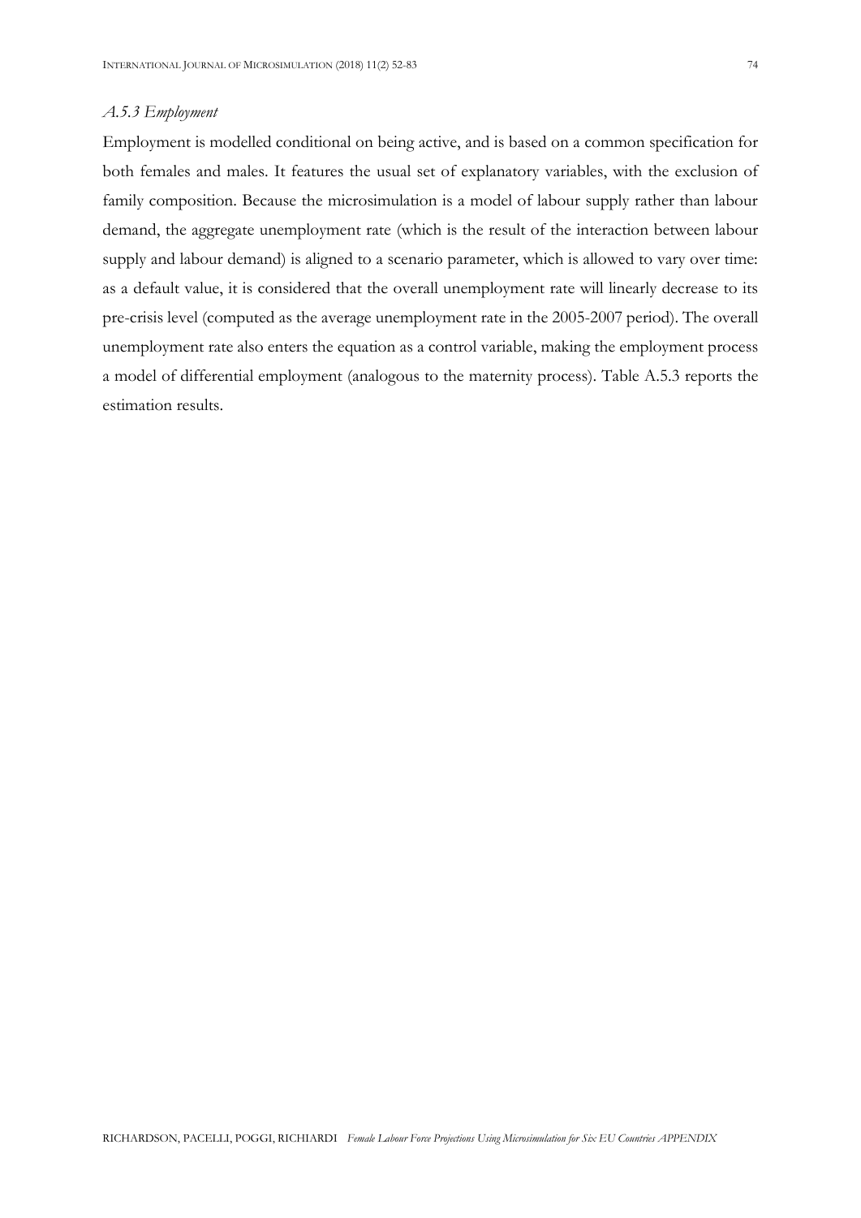### *A.5.3 Employment*

Employment is modelled conditional on being active, and is based on a common specification for both females and males. It features the usual set of explanatory variables, with the exclusion of family composition. Because the microsimulation is a model of labour supply rather than labour demand, the aggregate unemployment rate (which is the result of the interaction between labour supply and labour demand) is aligned to a scenario parameter, which is allowed to vary over time: as a default value, it is considered that the overall unemployment rate will linearly decrease to its pre-crisis level (computed as the average unemployment rate in the 2005-2007 period). The overall unemployment rate also enters the equation as a control variable, making the employment process a model of differential employment (analogous to the maternity process). Table A.5.3 reports the estimation results.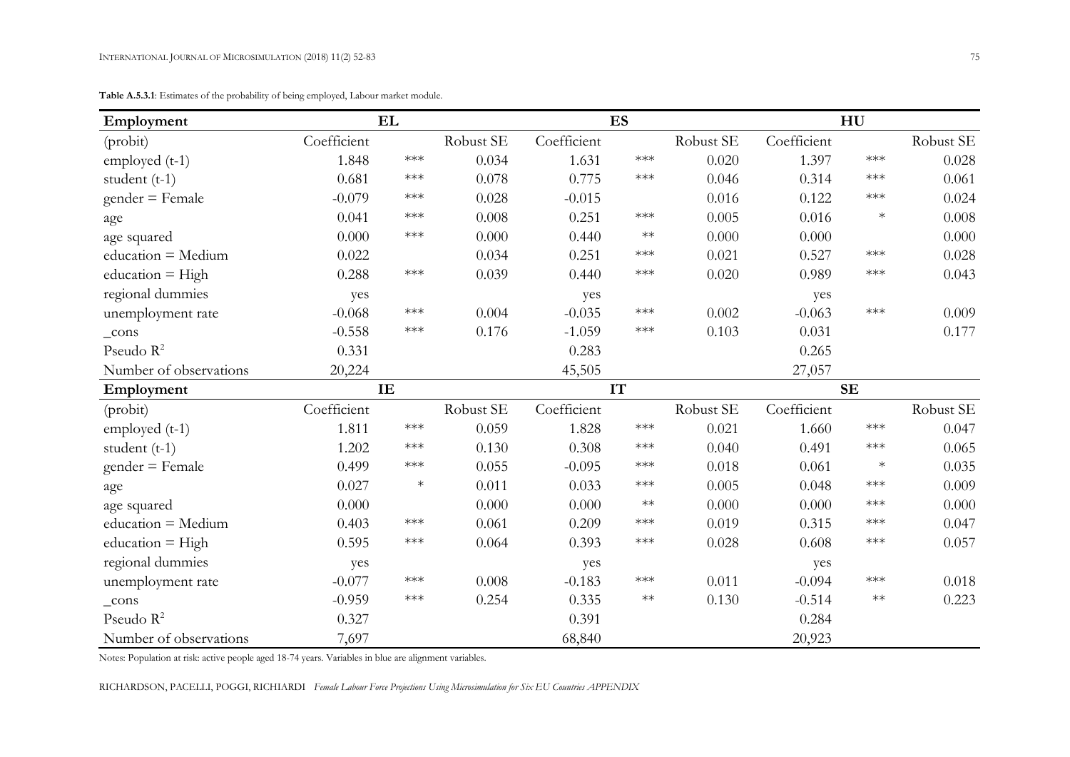**Table A.5.3.1**: Estimates of the probability of being employed, Labour market module.

| Employment | EL | | | ES | | | HU | | |
|---|---|---|---|---|---|---|---|---|---|
| (probit) | Coefficient | | Robust SE | Coefficient | | Robust SE | Coefficient | | Robust SE |
| employed (t-1) | 1.848 | *** | 0.034 | 1.631 | *** | 0.020 | 1.397 | *** | 0.028 |
| student (t-1) | 0.681 | *** | 0.078 | 0.775 | *** | 0.046 | 0.314 | *** | 0.061 |
| gender = Female | -0.079 | *** | 0.028 | -0.015 | | 0.016 | 0.122 | *** | 0.024 |
| age | 0.041 | *** | 0.008 | 0.251 | *** | 0.005 | 0.016 | * | 0.008 |
| age squared | 0.000 | *** | 0.000 | 0.440 | ** | 0.000 | 0.000 | | 0.000 |
| education = Medium | 0.022 | | 0.034 | 0.251 | *** | 0.021 | 0.527 | *** | 0.028 |
| education = High | 0.288 | *** | 0.039 | 0.440 | *** | 0.020 | 0.989 | *** | 0.043 |
| regional dummies | yes | | | yes | | | yes | | |
| unemployment rate | -0.068 | *** | 0.004 | -0.035 | *** | 0.002 | -0.063 | *** | 0.009 |
| _cons | -0.558 | *** | 0.176 | -1.059 | *** | 0.103 | 0.031 | | 0.177 |
| Pseudo $R^2$ | 0.331 | | | 0.283 | | | 0.265 | | |
| Number of observations | 20,224 | | | 45,505 | | | 27,057 | | |
| **Employment** | **IE** | | | **IT** | | | **SE** | | |
| (probit) | Coefficient | | Robust SE | Coefficient | | Robust SE | Coefficient | | Robust SE |
| employed (t-1) | 1.811 | *** | 0.059 | 1.828 | *** | 0.021 | 1.660 | *** | 0.047 |
| student (t-1) | 1.202 | *** | 0.130 | 0.308 | *** | 0.040 | 0.491 | *** | 0.065 |
| gender = Female | 0.499 | *** | 0.055 | -0.095 | *** | 0.018 | 0.061 | * | 0.035 |
| age | 0.027 | * | 0.011 | 0.033 | *** | 0.005 | 0.048 | *** | 0.009 |
| age squared | 0.000 | | 0.000 | 0.000 | ** | 0.000 | 0.000 | *** | 0.000 |
| education = Medium | 0.403 | *** | 0.061 | 0.209 | *** | 0.019 | 0.315 | *** | 0.047 |
| education = High | 0.595 | *** | 0.064 | 0.393 | *** | 0.028 | 0.608 | *** | 0.057 |
| regional dummies | yes | | | yes | | | yes | | |
| unemployment rate | -0.077 | *** | 0.008 | -0.183 | *** | 0.011 | -0.094 | *** | 0.018 |
| _cons | -0.959 | *** | 0.254 | 0.335 | ** | 0.130 | -0.514 | ** | 0.223 |
| Pseudo $R^2$ | 0.327 | | | 0.391 | | | 0.284 | | |
| Number of observations | 7,697 | | | 68,840 | | | 20,923 | | |

Notes: Population at risk: active people aged 18-74 years. Variables in blue are alignment variables.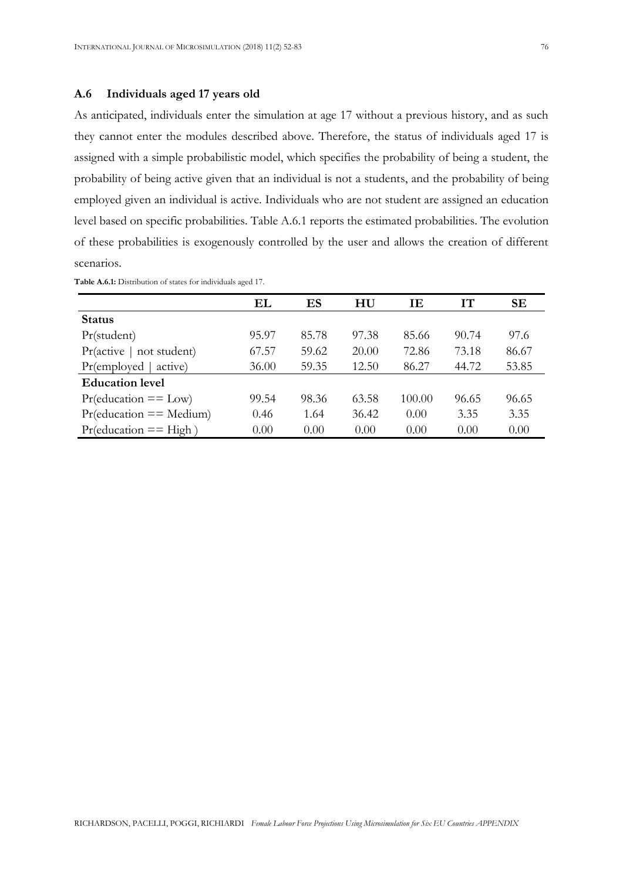## A.6 Individuals aged 17 years old

As anticipated, individuals enter the simulation at age 17 without a previous history, and as such they cannot enter the modules described above. Therefore, the status of individuals aged 17 is assigned with a simple probabilistic model, which specifies the probability of being a student, the probability of being active given that an individual is not a students, and the probability of being employed given an individual is active. Individuals who are not student are assigned an education level based on specific probabilities. Table A.6.1 reports the estimated probabilities. The evolution of these probabilities is exogenously controlled by the user and allows the creation of different scenarios.

**Table A.6.1:** Distribution of states for individuals aged 17.

| | EL | ES | HU | IE | IT | SE |
|---|---|---|---|---|---|---|
| **Status** | | | | | | |
| Pr(student) | 95.97 | 85.78 | 97.38 | 85.66 | 90.74 | 97.6 |
| Pr(active \| not student) | 67.57 | 59.62 | 20.00 | 72.86 | 73.18 | 86.67 |
| Pr(employed \| active) | 36.00 | 59.35 | 12.50 | 86.27 | 44.72 | 53.85 |
| **Education level** | | | | | | |
| Pr(education == Low) | 99.54 | 98.36 | 63.58 | 100.00 | 96.65 | 96.65 |
| Pr(education == Medium) | 0.46 | 1.64 | 36.42 | 0.00 | 3.35 | 3.35 |
| Pr(education == High ) | 0.00 | 0.00 | 0.00 | 0.00 | 0.00 | 0.00 |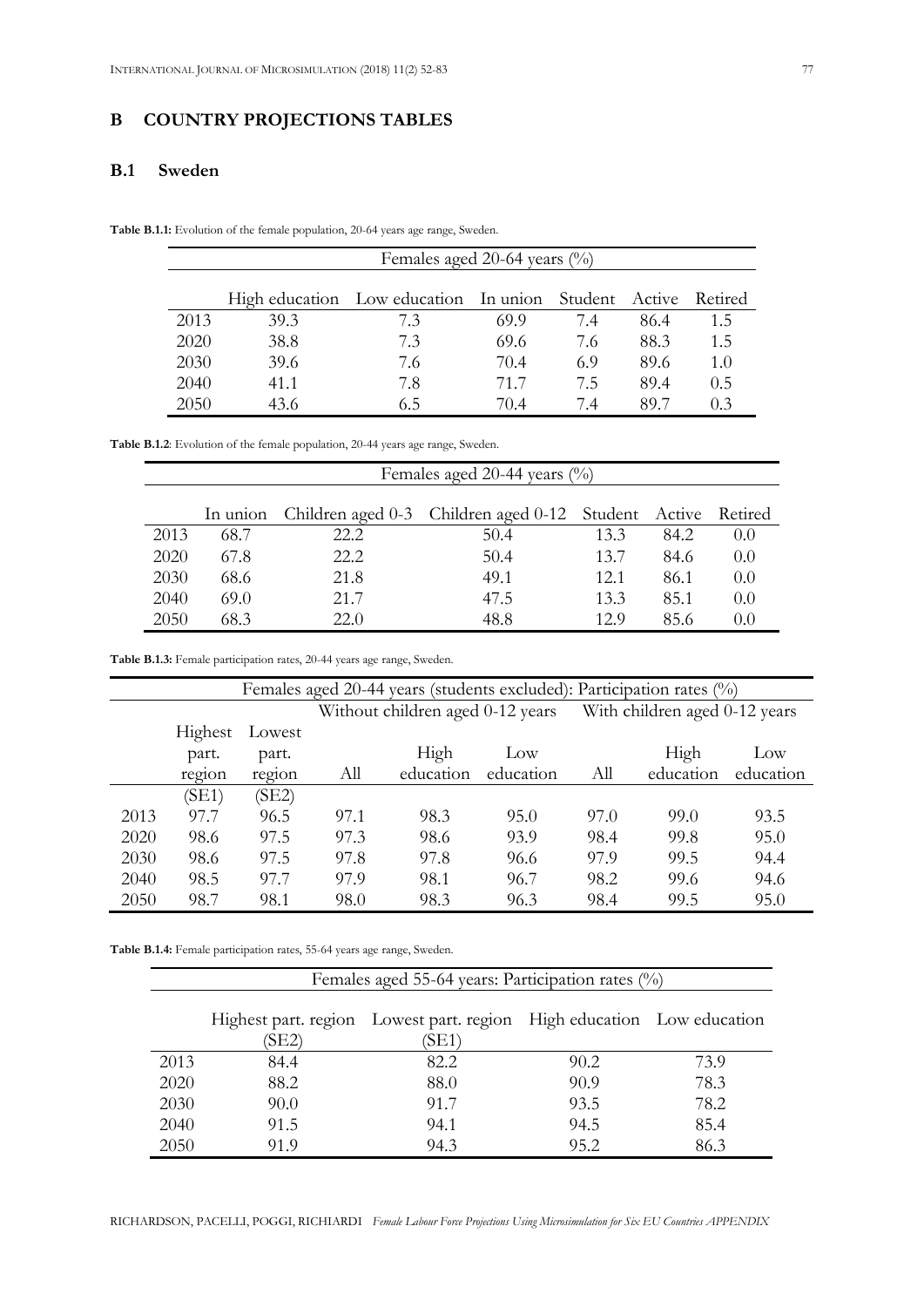## B COUNTRY PROJECTIONS TABLES

### B.1 Sweden

**Table B.1.1:** Evolution of the female population, 20-64 years age range, Sweden.

| | Females aged 20-64 years (%) | | | | | |
|---|---|---|---|---|---|---|
| | High education | Low education | In union | Student | Active | Retired |
| 2013 | 39.3 | 7.3 | 69.9 | 7.4 | 86.4 | 1.5 |
| 2020 | 38.8 | 7.3 | 69.6 | 7.6 | 88.3 | 1.5 |
| 2030 | 39.6 | 7.6 | 70.4 | 6.9 | 89.6 | 1.0 |
| 2040 | 41.1 | 7.8 | 71.7 | 7.5 | 89.4 | 0.5 |
| 2050 | 43.6 | 6.5 | 70.4 | 7.4 | 89.7 | 0.3 |

**Table B.1.2**: Evolution of the female population, 20-44 years age range, Sweden.

| | Females aged 20-44 years (%) | | | | | |
|---|---|---|---|---|---|---|
| | In union | Children aged 0-3 | Children aged 0-12 | Student | Active | Retired |
| 2013 | 68.7 | 22.2 | 50.4 | 13.3 | 84.2 | 0.0 |
| 2020 | 67.8 | 22.2 | 50.4 | 13.7 | 84.6 | 0.0 |
| 2030 | 68.6 | 21.8 | 49.1 | 12.1 | 86.1 | 0.0 |
| 2040 | 69.0 | 21.7 | 47.5 | 13.3 | 85.1 | 0.0 |
| 2050 | 68.3 | 22.0 | 48.8 | 12.9 | 85.6 | 0.0 |

**Table B.1.3:** Female participation rates, 20-44 years age range, Sweden.

| | Females aged 20-44 years (students excluded): Participation rates (%) | | | | | | | |
|---|---|---|---|---|---|---|---|---|
| | | | Without children aged 0-12 years | | | With children aged 0-12 years | | |
| | Highest part. region (SE1) | Lowest part. region (SE2) | All | High education | Low education | All | High education | Low education |
| 2013 | 97.7 | 96.5 | 97.1 | 98.3 | 95.0 | 97.0 | 99.0 | 93.5 |
| 2020 | 98.6 | 97.5 | 97.3 | 98.6 | 93.9 | 98.4 | 99.8 | 95.0 |
| 2030 | 98.6 | 97.5 | 97.8 | 97.8 | 96.6 | 97.9 | 99.5 | 94.4 |
| 2040 | 98.5 | 97.7 | 97.9 | 98.1 | 96.7 | 98.2 | 99.6 | 94.6 |
| 2050 | 98.7 | 98.1 | 98.0 | 98.3 | 96.3 | 98.4 | 99.5 | 95.0 |

**Table B.1.4:** Female participation rates, 55-64 years age range, Sweden.

| | Females aged 55-64 years: Participation rates (%) | | | |
|---|---|---|---|---|
| | Highest part. region (SE2) | Lowest part. region (SE1) | High education | Low education |
| 2013 | 84.4 | 82.2 | 90.2 | 73.9 |
| 2020 | 88.2 | 88.0 | 90.9 | 78.3 |
| 2030 | 90.0 | 91.7 | 93.5 | 78.2 |
| 2040 | 91.5 | 94.1 | 94.5 | 85.4 |
| 2050 | 91.9 | 94.3 | 95.2 | 86.3 |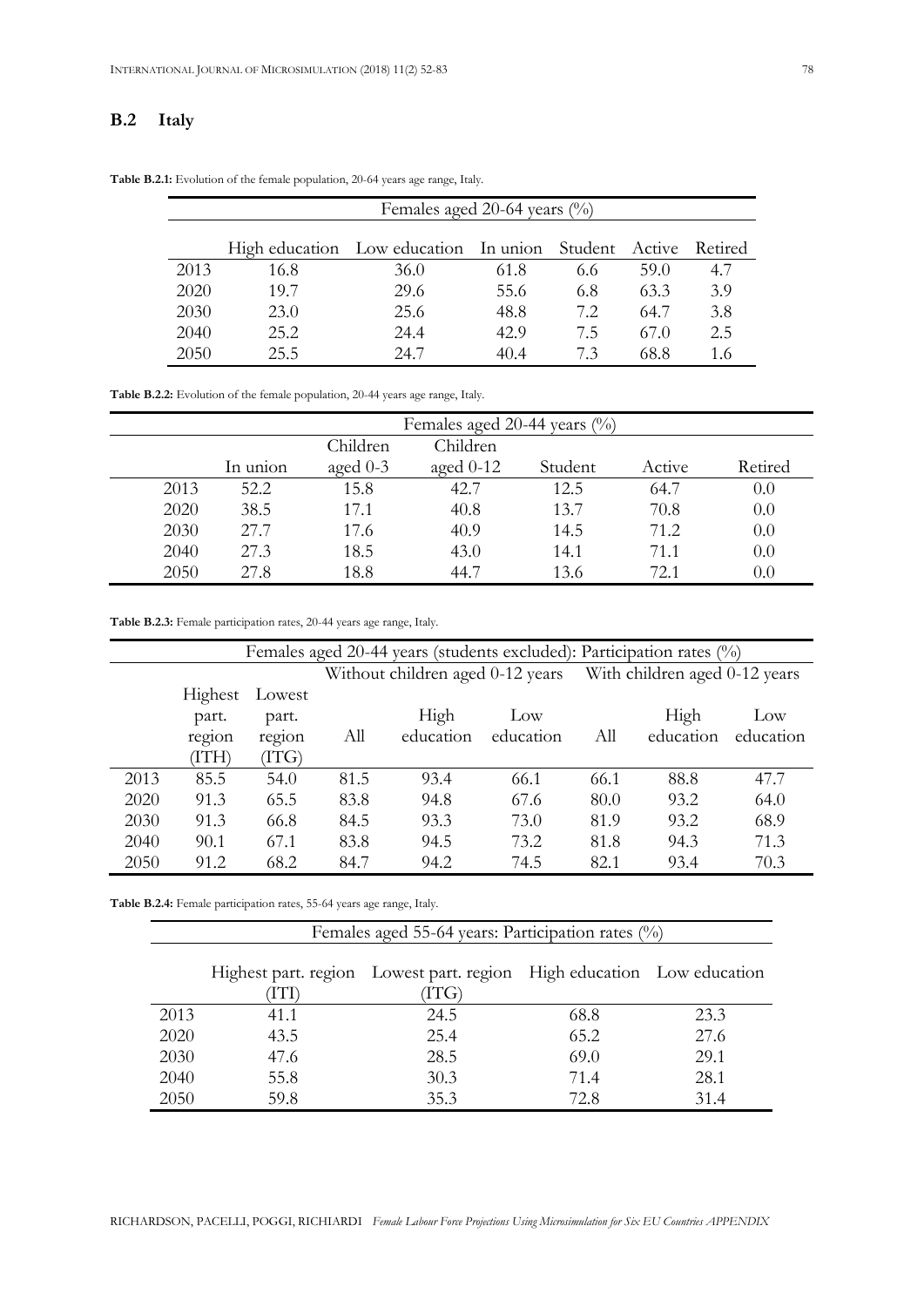## B.2 Italy

**Table B.2.1:** Evolution of the female population, 20-64 years age range, Italy.

| | Females aged 20-64 years (%) | | | | | |
|---|---|---|---|---|---|---|
| | High education | Low education | In union | Student | Active | Retired |
| 2013 | 16.8 | 36.0 | 61.8 | 6.6 | 59.0 | 4.7 |
| 2020 | 19.7 | 29.6 | 55.6 | 6.8 | 63.3 | 3.9 |
| 2030 | 23.0 | 25.6 | 48.8 | 7.2 | 64.7 | 3.8 |
| 2040 | 25.2 | 24.4 | 42.9 | 7.5 | 67.0 | 2.5 |
| 2050 | 25.5 | 24.7 | 40.4 | 7.3 | 68.8 | 1.6 |

**Table B.2.2:** Evolution of the female population, 20-44 years age range, Italy.

| | Females aged 20-44 years (%) | | | | | |
|---|---|---|---|---|---|---|
| | In union | Children aged 0-3 | Children aged 0-12 | Student | Active | Retired |
| 2013 | 52.2 | 15.8 | 42.7 | 12.5 | 64.7 | 0.0 |
| 2020 | 38.5 | 17.1 | 40.8 | 13.7 | 70.8 | 0.0 |
| 2030 | 27.7 | 17.6 | 40.9 | 14.5 | 71.2 | 0.0 |
| 2040 | 27.3 | 18.5 | 43.0 | 14.1 | 71.1 | 0.0 |
| 2050 | 27.8 | 18.8 | 44.7 | 13.6 | 72.1 | 0.0 |

**Table B.2.3:** Female participation rates, 20-44 years age range, Italy.

| | Females aged 20-44 years (students excluded): Participation rates (%) | | | | | | | |
|---|---|---|---|---|---|---|---|---|
| | | | Without children aged 0-12 years | | | With children aged 0-12 years | | |
| | Highest part. region (ITH) | Lowest part. region (ITG) | All | High education | Low education | All | High education | Low education |
| 2013 | 85.5 | 54.0 | 81.5 | 93.4 | 66.1 | 66.1 | 88.8 | 47.7 |
| 2020 | 91.3 | 65.5 | 83.8 | 94.8 | 67.6 | 80.0 | 93.2 | 64.0 |
| 2030 | 91.3 | 66.8 | 84.5 | 93.3 | 73.0 | 81.9 | 93.2 | 68.9 |
| 2040 | 90.1 | 67.1 | 83.8 | 94.5 | 73.2 | 81.8 | 94.3 | 71.3 |
| 2050 | 91.2 | 68.2 | 84.7 | 94.2 | 74.5 | 82.1 | 93.4 | 70.3 |

**Table B.2.4:** Female participation rates, 55-64 years age range, Italy.

| | Females aged 55-64 years: Participation rates (%) | | | |
|---|---|---|---|---|
| | Highest part. region (ITI) | Lowest part. region (ITG) | High education | Low education |
| 2013 | 41.1 | 24.5 | 68.8 | 23.3 |
| 2020 | 43.5 | 25.4 | 65.2 | 27.6 |
| 2030 | 47.6 | 28.5 | 69.0 | 29.1 |
| 2040 | 55.8 | 30.3 | 71.4 | 28.1 |
| 2050 | 59.8 | 35.3 | 72.8 | 31.4 |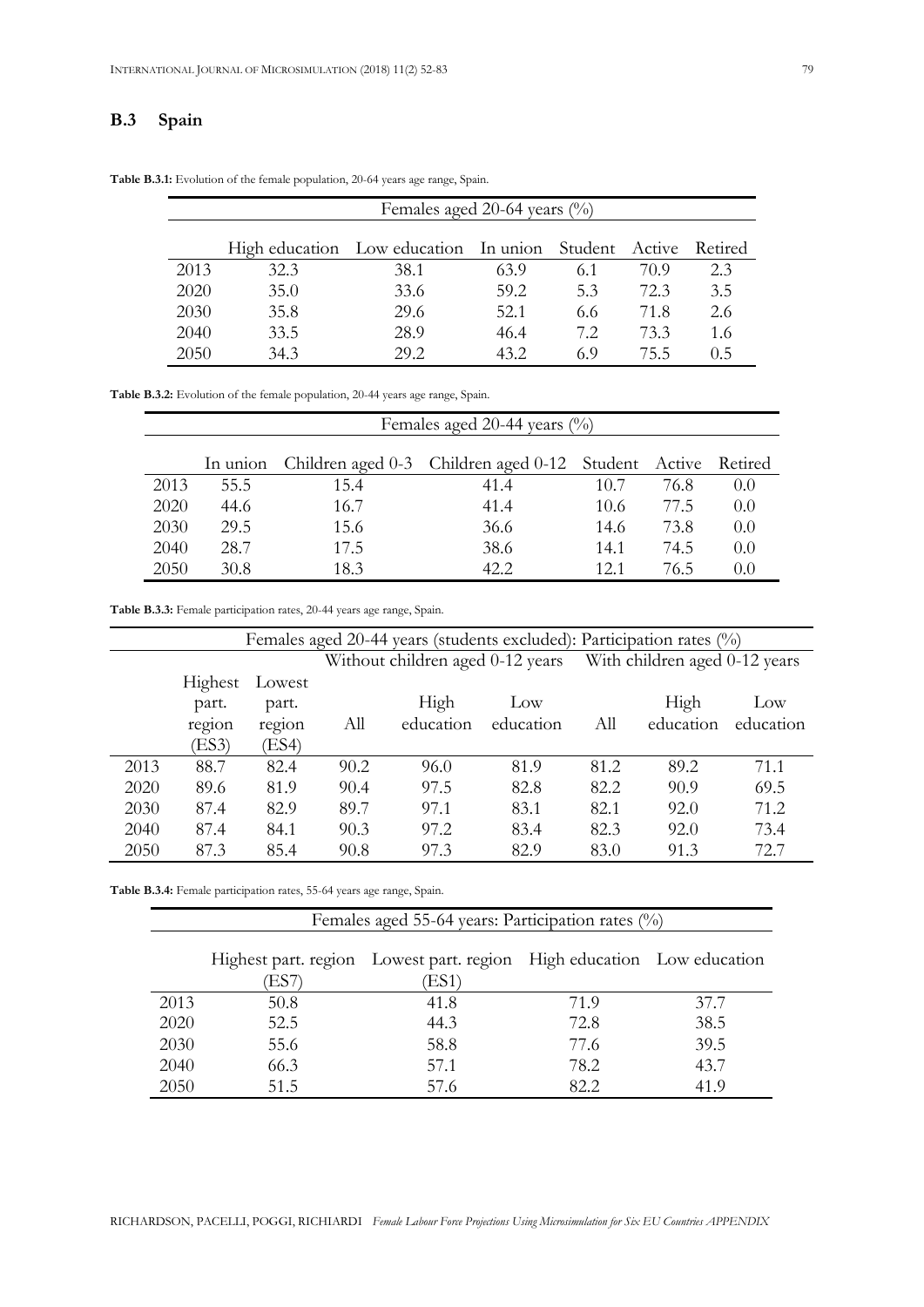## B.3 Spain

**Table B.3.1:** Evolution of the female population, 20-64 years age range, Spain.

| | Females aged 20-64 years (%) | | | | | |
|---|---|---|---|---|---|---|
| | High education | Low education | In union | Student | Active | Retired |
| 2013 | 32.3 | 38.1 | 63.9 | 6.1 | 70.9 | 2.3 |
| 2020 | 35.0 | 33.6 | 59.2 | 5.3 | 72.3 | 3.5 |
| 2030 | 35.8 | 29.6 | 52.1 | 6.6 | 71.8 | 2.6 |
| 2040 | 33.5 | 28.9 | 46.4 | 7.2 | 73.3 | 1.6 |
| 2050 | 34.3 | 29.2 | 43.2 | 6.9 | 75.5 | 0.5 |

**Table B.3.2:** Evolution of the female population, 20-44 years age range, Spain.

| | Females aged 20-44 years (%) | | | | | |
|---|---|---|---|---|---|---|
| | In union | Children aged 0-3 | Children aged 0-12 | Student | Active | Retired |
| 2013 | 55.5 | 15.4 | 41.4 | 10.7 | 76.8 | 0.0 |
| 2020 | 44.6 | 16.7 | 41.4 | 10.6 | 77.5 | 0.0 |
| 2030 | 29.5 | 15.6 | 36.6 | 14.6 | 73.8 | 0.0 |
| 2040 | 28.7 | 17.5 | 38.6 | 14.1 | 74.5 | 0.0 |
| 2050 | 30.8 | 18.3 | 42.2 | 12.1 | 76.5 | 0.0 |

**Table B.3.3:** Female participation rates, 20-44 years age range, Spain.

| | Females aged 20-44 years (students excluded): Participation rates (%) | | | | | | | |
|---|---|---|---|---|---|---|---|---|
| | | | Without children aged 0-12 years | | | With children aged 0-12 years | | |
| | Highest part. region (ES3) | Lowest part. region (ES4) | All | High education | Low education | All | High education | Low education |
| 2013 | 88.7 | 82.4 | 90.2 | 96.0 | 81.9 | 81.2 | 89.2 | 71.1 |
| 2020 | 89.6 | 81.9 | 90.4 | 97.5 | 82.8 | 82.2 | 90.9 | 69.5 |
| 2030 | 87.4 | 82.9 | 89.7 | 97.1 | 83.1 | 82.1 | 92.0 | 71.2 |
| 2040 | 87.4 | 84.1 | 90.3 | 97.2 | 83.4 | 82.3 | 92.0 | 73.4 |
| 2050 | 87.3 | 85.4 | 90.8 | 97.3 | 82.9 | 83.0 | 91.3 | 72.7 |

**Table B.3.4:** Female participation rates, 55-64 years age range, Spain.

| | Females aged 55-64 years: Participation rates (%) | | | |
|---|---|---|---|---|
| | Highest part. region (ES7) | Lowest part. region (ES1) | High education | Low education |
| 2013 | 50.8 | 41.8 | 71.9 | 37.7 |
| 2020 | 52.5 | 44.3 | 72.8 | 38.5 |
| 2030 | 55.6 | 58.8 | 77.6 | 39.5 |
| 2040 | 66.3 | 57.1 | 78.2 | 43.7 |
| 2050 | 51.5 | 57.6 | 82.2 | 41.9 |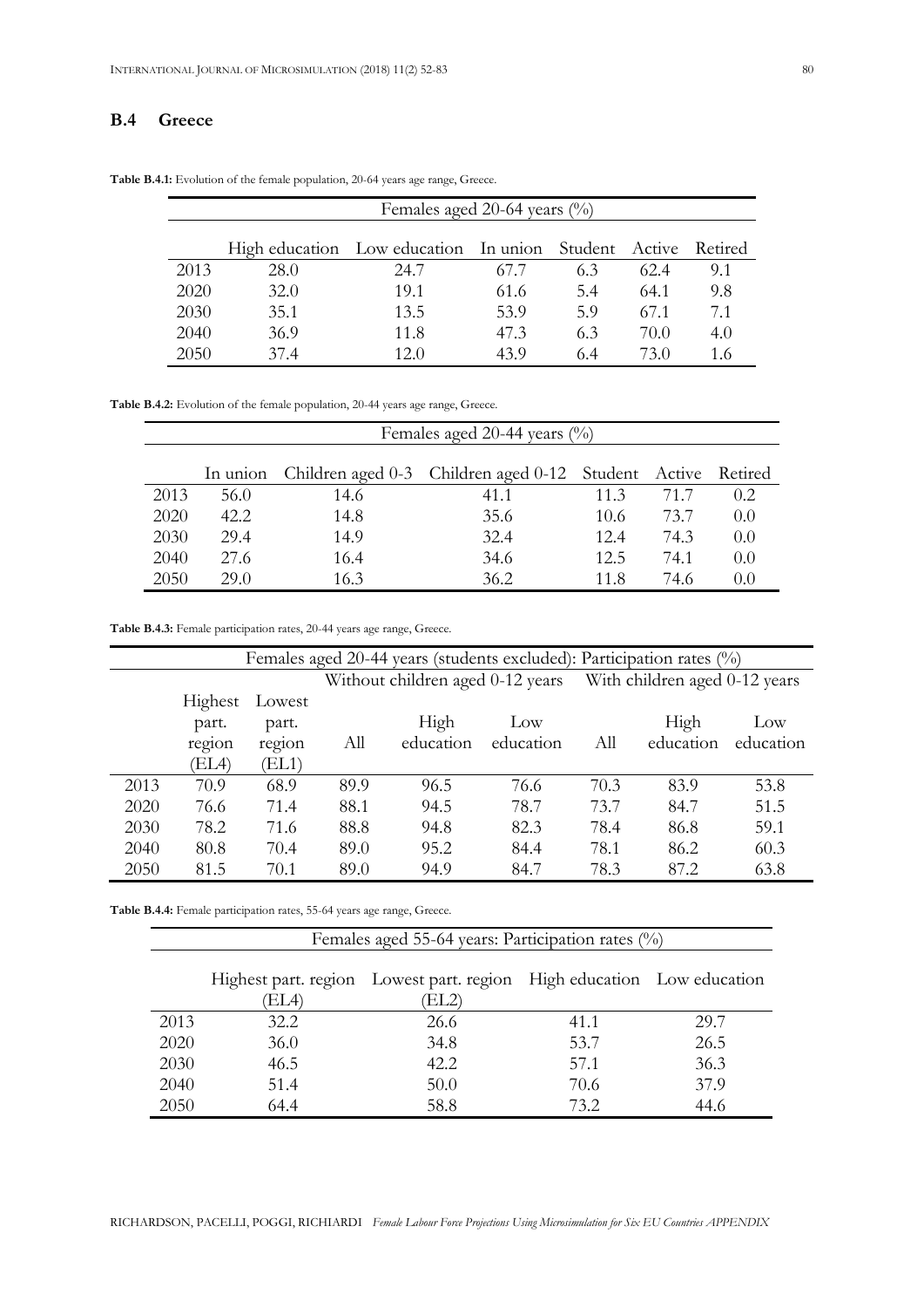## B.4 Greece

**Table B.4.1:** Evolution of the female population, 20-64 years age range, Greece.

| | Females aged 20-64 years (%) | | | | | |
|---|---|---|---|---|---|---|
| | High education | Low education | In union | Student | Active | Retired |
| 2013 | 28.0 | 24.7 | 67.7 | 6.3 | 62.4 | 9.1 |
| 2020 | 32.0 | 19.1 | 61.6 | 5.4 | 64.1 | 9.8 |
| 2030 | 35.1 | 13.5 | 53.9 | 5.9 | 67.1 | 7.1 |
| 2040 | 36.9 | 11.8 | 47.3 | 6.3 | 70.0 | 4.0 |
| 2050 | 37.4 | 12.0 | 43.9 | 6.4 | 73.0 | 1.6 |

**Table B.4.2:** Evolution of the female population, 20-44 years age range, Greece.

| | Females aged 20-44 years (%) | | | | | |
|---|---|---|---|---|---|---|
| | In union | Children aged 0-3 | Children aged 0-12 | Student | Active | Retired |
| 2013 | 56.0 | 14.6 | 41.1 | 11.3 | 71.7 | 0.2 |
| 2020 | 42.2 | 14.8 | 35.6 | 10.6 | 73.7 | 0.0 |
| 2030 | 29.4 | 14.9 | 32.4 | 12.4 | 74.3 | 0.0 |
| 2040 | 27.6 | 16.4 | 34.6 | 12.5 | 74.1 | 0.0 |
| 2050 | 29.0 | 16.3 | 36.2 | 11.8 | 74.6 | 0.0 |

**Table B.4.3:** Female participation rates, 20-44 years age range, Greece.

| | Females aged 20-44 years (students excluded): Participation rates (%) | | | | | | | |
|---|---|---|---|---|---|---|---|---|
| | | | Without children aged 0-12 years | | | With children aged 0-12 years | | |
| | Highest part. region (EL4) | Lowest part. region (EL1) | All | High education | Low education | All | High education | Low education |
| 2013 | 70.9 | 68.9 | 89.9 | 96.5 | 76.6 | 70.3 | 83.9 | 53.8 |
| 2020 | 76.6 | 71.4 | 88.1 | 94.5 | 78.7 | 73.7 | 84.7 | 51.5 |
| 2030 | 78.2 | 71.6 | 88.8 | 94.8 | 82.3 | 78.4 | 86.8 | 59.1 |
| 2040 | 80.8 | 70.4 | 89.0 | 95.2 | 84.4 | 78.1 | 86.2 | 60.3 |
| 2050 | 81.5 | 70.1 | 89.0 | 94.9 | 84.7 | 78.3 | 87.2 | 63.8 |

**Table B.4.4:** Female participation rates, 55-64 years age range, Greece.

| | Females aged 55-64 years: Participation rates (%) | | | |
|---|---|---|---|---|
| | Highest part. region (EL4) | Lowest part. region (EL2) | High education | Low education |
| 2013 | 32.2 | 26.6 | 41.1 | 29.7 |
| 2020 | 36.0 | 34.8 | 53.7 | 26.5 |
| 2030 | 46.5 | 42.2 | 57.1 | 36.3 |
| 2040 | 51.4 | 50.0 | 70.6 | 37.9 |
| 2050 | 64.4 | 58.8 | 73.2 | 44.6 |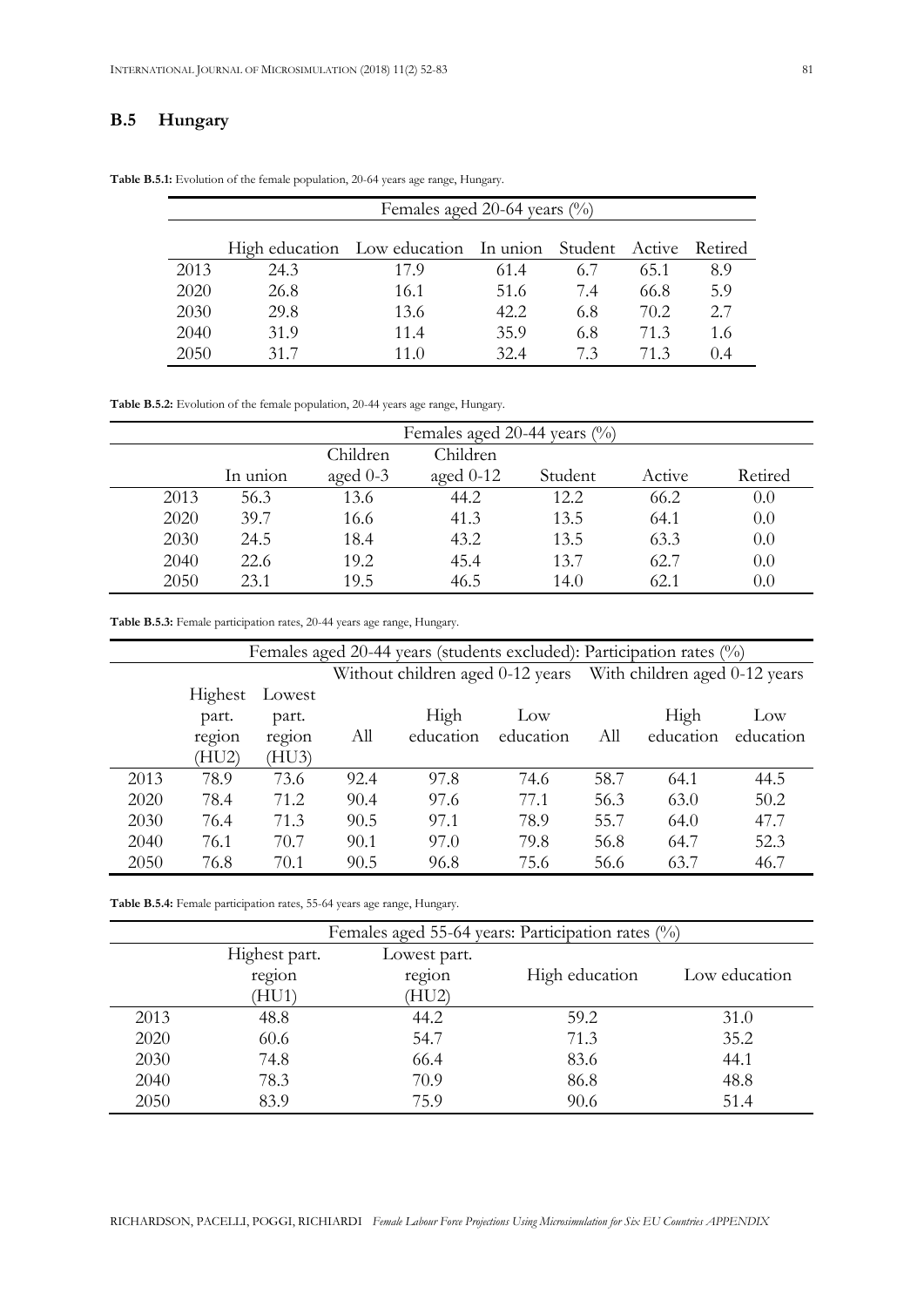## B.5 Hungary

**Table B.5.1:** Evolution of the female population, 20-64 years age range, Hungary.

| | Females aged 20-64 years (%) | | | | | |
|---|---|---|---|---|---|---|
| | High education | Low education | In union | Student | Active | Retired |
| 2013 | 24.3 | 17.9 | 61.4 | 6.7 | 65.1 | 8.9 |
| 2020 | 26.8 | 16.1 | 51.6 | 7.4 | 66.8 | 5.9 |
| 2030 | 29.8 | 13.6 | 42.2 | 6.8 | 70.2 | 2.7 |
| 2040 | 31.9 | 11.4 | 35.9 | 6.8 | 71.3 | 1.6 |
| 2050 | 31.7 | 11.0 | 32.4 | 7.3 | 71.3 | 0.4 |

**Table B.5.2:** Evolution of the female population, 20-44 years age range, Hungary.

| | Females aged 20-44 years (%) | | | | | |
|---|---|---|---|---|---|---|
| | In union | Children aged 0-3 | Children aged 0-12 | Student | Active | Retired |
| 2013 | 56.3 | 13.6 | 44.2 | 12.2 | 66.2 | 0.0 |
| 2020 | 39.7 | 16.6 | 41.3 | 13.5 | 64.1 | 0.0 |
| 2030 | 24.5 | 18.4 | 43.2 | 13.5 | 63.3 | 0.0 |
| 2040 | 22.6 | 19.2 | 45.4 | 13.7 | 62.7 | 0.0 |
| 2050 | 23.1 | 19.5 | 46.5 | 14.0 | 62.1 | 0.0 |

**Table B.5.3:** Female participation rates, 20-44 years age range, Hungary.

| | Females aged 20-44 years (students excluded): Participation rates (%) | | | | | | | |
|---|---|---|---|---|---|---|---|---|
| | | | Without children aged 0-12 years | | | With children aged 0-12 years | | |
| | Highest part. region (HU2) | Lowest part. region (HU3) | All | High education | Low education | All | High education | Low education |
| 2013 | 78.9 | 73.6 | 92.4 | 97.8 | 74.6 | 58.7 | 64.1 | 44.5 |
| 2020 | 78.4 | 71.2 | 90.4 | 97.6 | 77.1 | 56.3 | 63.0 | 50.2 |
| 2030 | 76.4 | 71.3 | 90.5 | 97.1 | 78.9 | 55.7 | 64.0 | 47.7 |
| 2040 | 76.1 | 70.7 | 90.1 | 97.0 | 79.8 | 56.8 | 64.7 | 52.3 |
| 2050 | 76.8 | 70.1 | 90.5 | 96.8 | 75.6 | 56.6 | 63.7 | 46.7 |

**Table B.5.4:** Female participation rates, 55-64 years age range, Hungary.

| | Females aged 55-64 years: Participation rates (%) | | | |
|---|---|---|---|---|
| | Highest part. region (HU1) | Lowest part. region (HU2) | High education | Low education |
| 2013 | 48.8 | 44.2 | 59.2 | 31.0 |
| 2020 | 60.6 | 54.7 | 71.3 | 35.2 |
| 2030 | 74.8 | 66.4 | 83.6 | 44.1 |
| 2040 | 78.3 | 70.9 | 86.8 | 48.8 |
| 2050 | 83.9 | 75.9 | 90.6 | 51.4 |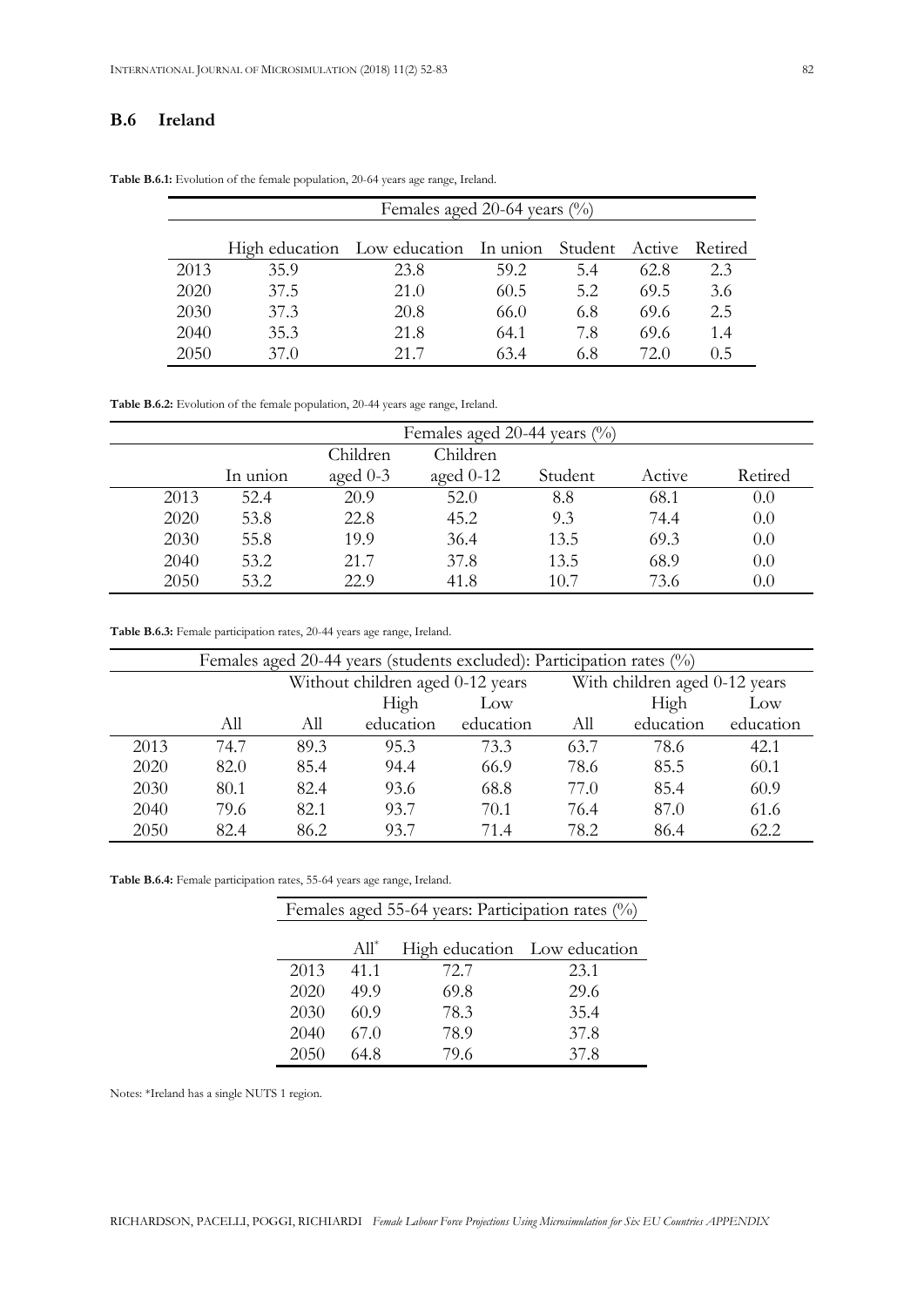## B.6 Ireland

**Table B.6.1:** Evolution of the female population, 20-64 years age range, Ireland.

| | Females aged 20-64 years (%) | | | | | |
|---|---|---|---|---|---|---|
| | High education | Low education | In union | Student | Active | Retired |
| 2013 | 35.9 | 23.8 | 59.2 | 5.4 | 62.8 | 2.3 |
| 2020 | 37.5 | 21.0 | 60.5 | 5.2 | 69.5 | 3.6 |
| 2030 | 37.3 | 20.8 | 66.0 | 6.8 | 69.6 | 2.5 |
| 2040 | 35.3 | 21.8 | 64.1 | 7.8 | 69.6 | 1.4 |
| 2050 | 37.0 | 21.7 | 63.4 | 6.8 | 72.0 | 0.5 |

**Table B.6.2:** Evolution of the female population, 20-44 years age range, Ireland.

| | Females aged 20-44 years (%) | | | | | |
|---|---|---|---|---|---|---|
| | In union | Children aged 0-3 | Children aged 0-12 | Student | Active | Retired |
| 2013 | 52.4 | 20.9 | 52.0 | 8.8 | 68.1 | 0.0 |
| 2020 | 53.8 | 22.8 | 45.2 | 9.3 | 74.4 | 0.0 |
| 2030 | 55.8 | 19.9 | 36.4 | 13.5 | 69.3 | 0.0 |
| 2040 | 53.2 | 21.7 | 37.8 | 13.5 | 68.9 | 0.0 |
| 2050 | 53.2 | 22.9 | 41.8 | 10.7 | 73.6 | 0.0 |

**Table B.6.3:** Female participation rates, 20-44 years age range, Ireland.

| | Females aged 20-44 years (students excluded): Participation rates (%) | | | | | | |
|---|---|---|---|---|---|---|---|
| | | Without children aged 0-12 years | | | With children aged 0-12 years | | |
| | All | All | High education | Low education | All | High education | Low education |
| 2013 | 74.7 | 89.3 | 95.3 | 73.3 | 63.7 | 78.6 | 42.1 |
| 2020 | 82.0 | 85.4 | 94.4 | 66.9 | 78.6 | 85.5 | 60.1 |
| 2030 | 80.1 | 82.4 | 93.6 | 68.8 | 77.0 | 85.4 | 60.9 |
| 2040 | 79.6 | 82.1 | 93.7 | 70.1 | 76.4 | 87.0 | 61.6 |
| 2050 | 82.4 | 86.2 | 93.7 | 71.4 | 78.2 | 86.4 | 62.2 |

**Table B.6.4:** Female participation rates, 55-64 years age range, Ireland.

| | Females aged 55-64 years: Participation rates (%) | | |
|---|---|---|---|
| | All* | High education | Low education |
| 2013 | 41.1 | 72.7 | 23.1 |
| 2020 | 49.9 | 69.8 | 29.6 |
| 2030 | 60.9 | 78.3 | 35.4 |
| 2040 | 67.0 | 78.9 | 37.8 |
| 2050 | 64.8 | 79.6 | 37.8 |

Notes: *Ireland has a single NUTS 1 region.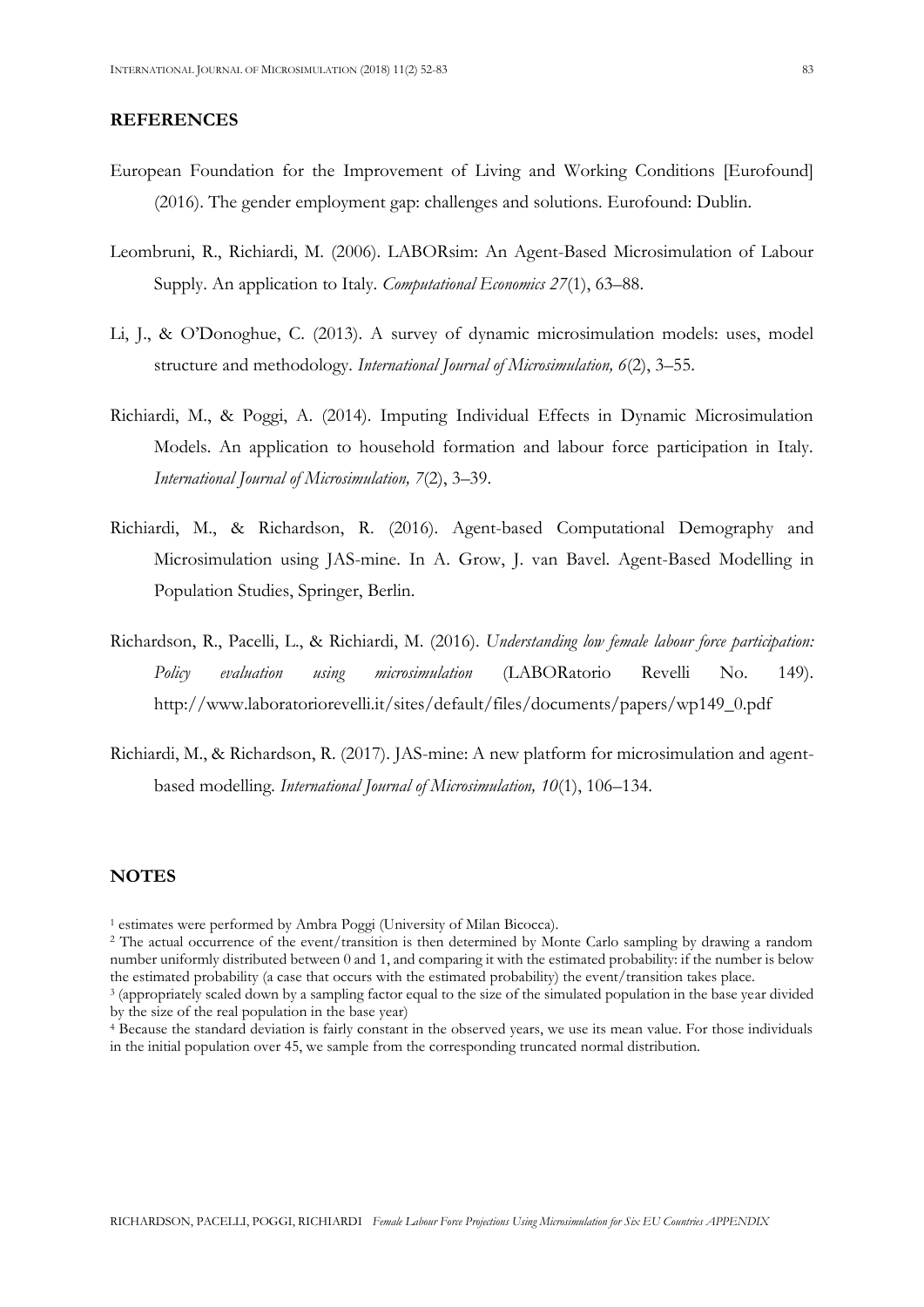## REFERENCES

European Foundation for the Improvement of Living and Working Conditions [Eurofound] (2016). The gender employment gap: challenges and solutions. Eurofound: Dublin.

Leombruni, R., Richiardi, M. (2006). LABORsim: An Agent-Based Microsimulation of Labour Supply. An application to Italy. *Computational Economics 27*(1), 63–88.

Li, J., & O'Donoghue, C. (2013). A survey of dynamic microsimulation models: uses, model structure and methodology. *International Journal of Microsimulation, 6*(2), 3–55.

Richiardi, M., & Poggi, A. (2014). Imputing Individual Effects in Dynamic Microsimulation Models. An application to household formation and labour force participation in Italy. *International Journal of Microsimulation, 7*(2), 3–39.

Richiardi, M., & Richardson, R. (2016). Agent-based Computational Demography and Microsimulation using JAS-mine. In A. Grow, J. van Bavel. Agent-Based Modelling in Population Studies, Springer, Berlin.

Richardson, R., Pacelli, L., & Richiardi, M. (2016). *Understanding low female labour force participation: Policy evaluation using microsimulation* (LABORatorio Revelli No. 149). http://www.laboratoriorevelli.it/sites/default/files/documents/papers/wp149_0.pdf

Richiardi, M., & Richardson, R. (2017). JAS-mine: A new platform for microsimulation and agent-based modelling. *International Journal of Microsimulation, 10*(1), 106–134.

## NOTES

[1] estimates were performed by Ambra Poggi (University of Milan Bicocca).

[2] The actual occurrence of the event/transition is then determined by Monte Carlo sampling by drawing a random number uniformly distributed between 0 and 1, and comparing it with the estimated probability: if the number is below the estimated probability (a case that occurs with the estimated probability) the event/transition takes place.

[3] (appropriately scaled down by a sampling factor equal to the size of the simulated population in the base year divided by the size of the real population in the base year)

[4] Because the standard deviation is fairly constant in the observed years, we use its mean value. For those individuals in the initial population over 45, we sample from the corresponding truncated normal distribution.